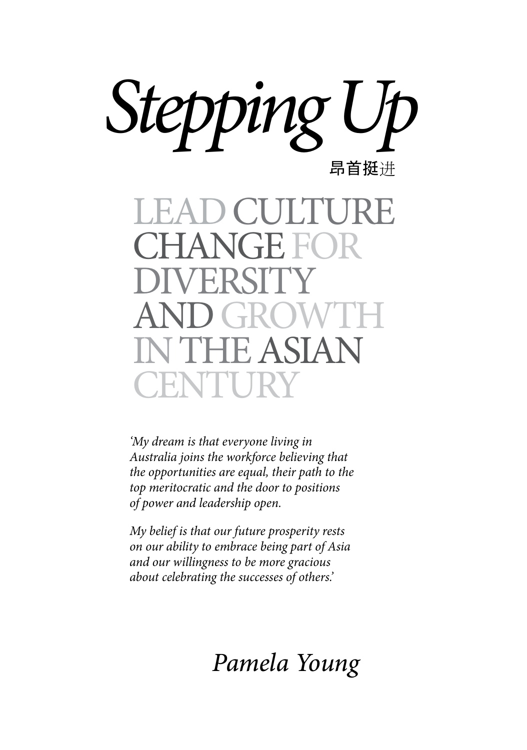# *Stepping Up*

昂首挺进

## LEAD CULTURE CHANGE FOR DIVERSITY AND GROWTH IN THE ASIAN CENTURY

*'My dream is that everyone living in Australia joins the workforce believing that the opportunities are equal, their path to the top meritocratic and the door to positions of power and leadership open.*

*My belief is that our future prosperity rests on our ability to embrace being part of Asia and our willingness to be more gracious about celebrating the successes of others.'*

*Pamela Young*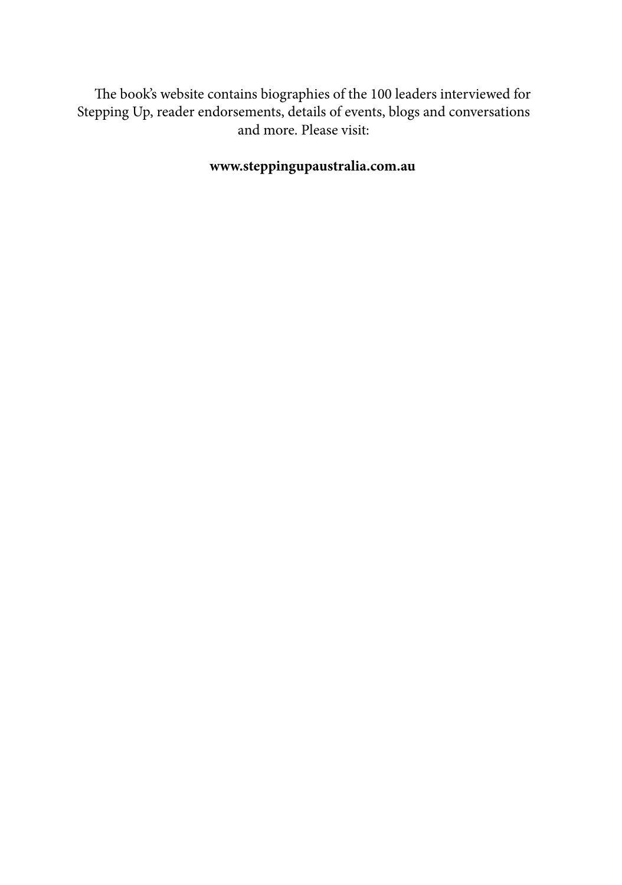The book's website contains biographies of the 100 leaders interviewed for Stepping Up, reader endorsements, details of events, blogs and conversations and more. Please visit:

**www.steppingupaustralia.com.au**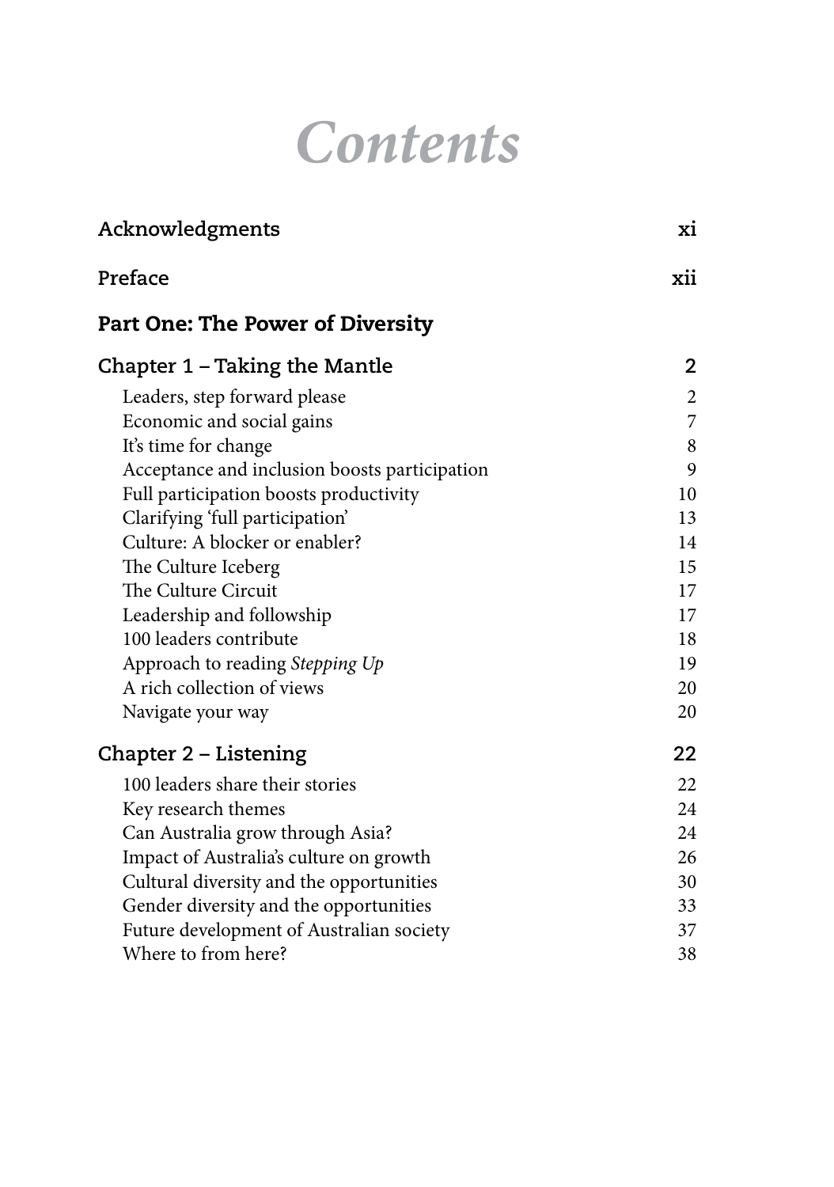# Contents

| | |
|---|---|
| **Acknowledgments** | **xi** |
| **Preface** | **xii** |
| **Part One: The Power of Diversity** | |
| **Chapter 1 – Taking the Mantle** | **2** |
| Leaders, step forward please | 2 |
| Economic and social gains | 7 |
| It's time for change | 8 |
| Acceptance and inclusion boosts participation | 9 |
| Full participation boosts productivity | 10 |
| Clarifying 'full participation' | 13 |
| Culture: A blocker or enabler? | 14 |
| The Culture Iceberg | 15 |
| The Culture Circuit | 17 |
| Leadership and followship | 17 |
| 100 leaders contribute | 18 |
| Approach to reading *Stepping Up* | 19 |
| A rich collection of views | 20 |
| Navigate your way | 20 |
| **Chapter 2 – Listening** | **22** |
| 100 leaders share their stories | 22 |
| Key research themes | 24 |
| Can Australia grow through Asia? | 24 |
| Impact of Australia's culture on growth | 26 |
| Cultural diversity and the opportunities | 30 |
| Gender diversity and the opportunities | 33 |
| Future development of Australian society | 37 |
| Where to from here? | 38 |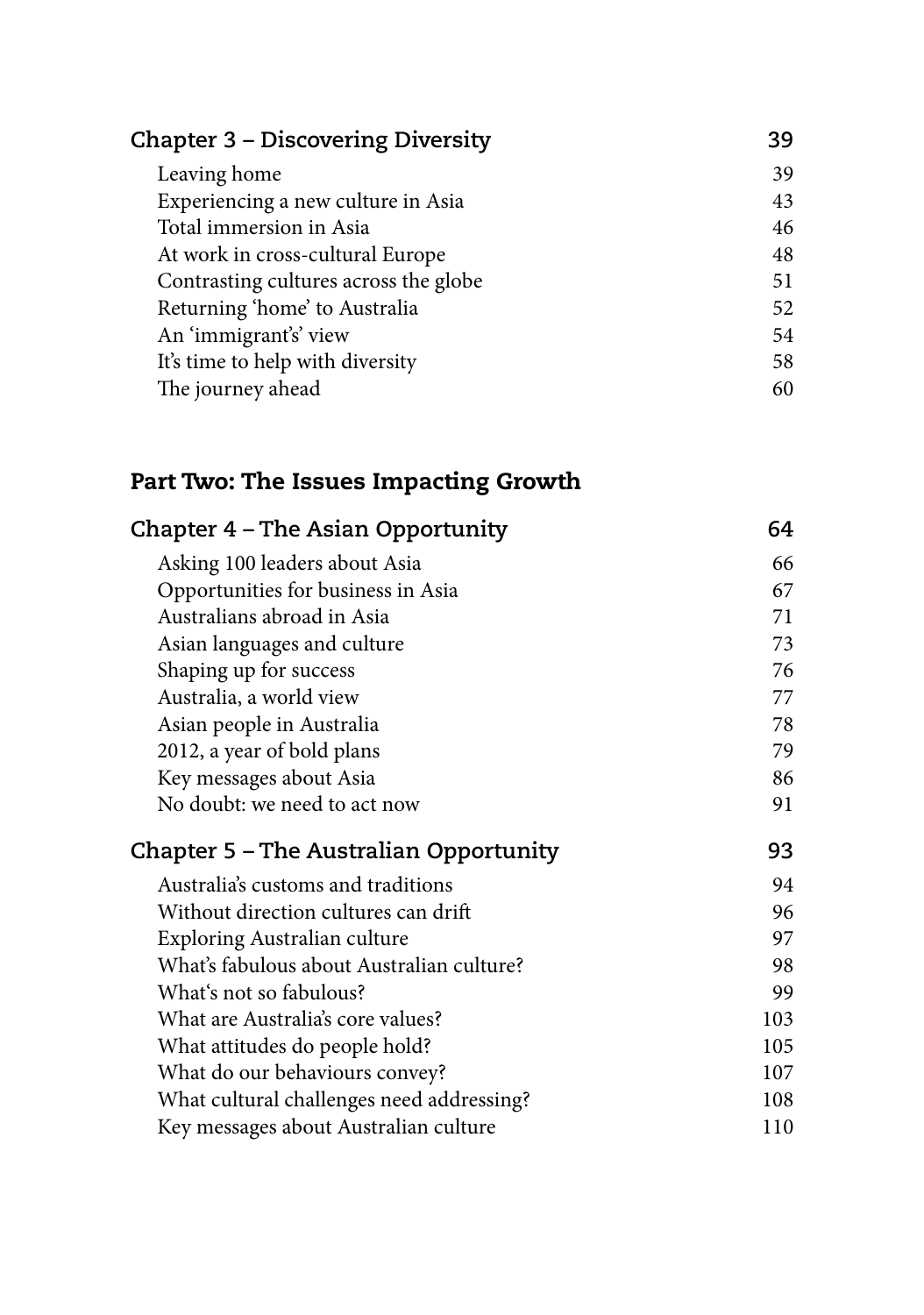## Chapter 3 – Discovering Diversity — 39

- Leaving home — 39
- Experiencing a new culture in Asia — 43
- Total immersion in Asia — 46
- At work in cross-cultural Europe — 48
- Contrasting cultures across the globe — 51
- Returning 'home' to Australia — 52
- An 'immigrant's' view — 54
- It's time to help with diversity — 58
- The journey ahead — 60

# Part Two: The Issues Impacting Growth

## Chapter 4 – The Asian Opportunity — 64

- Asking 100 leaders about Asia — 66
- Opportunities for business in Asia — 67
- Australians abroad in Asia — 71
- Asian languages and culture — 73
- Shaping up for success — 76
- Australia, a world view — 77
- Asian people in Australia — 78
- 2012, a year of bold plans — 79
- Key messages about Asia — 86
- No doubt: we need to act now — 91

## Chapter 5 – The Australian Opportunity — 93

- Australia's customs and traditions — 94
- Without direction cultures can drift — 96
- Exploring Australian culture — 97
- What's fabulous about Australian culture? — 98
- What's not so fabulous? — 99
- What are Australia's core values? — 103
- What attitudes do people hold? — 105
- What do our behaviours convey? — 107
- What cultural challenges need addressing? — 108
- Key messages about Australian culture — 110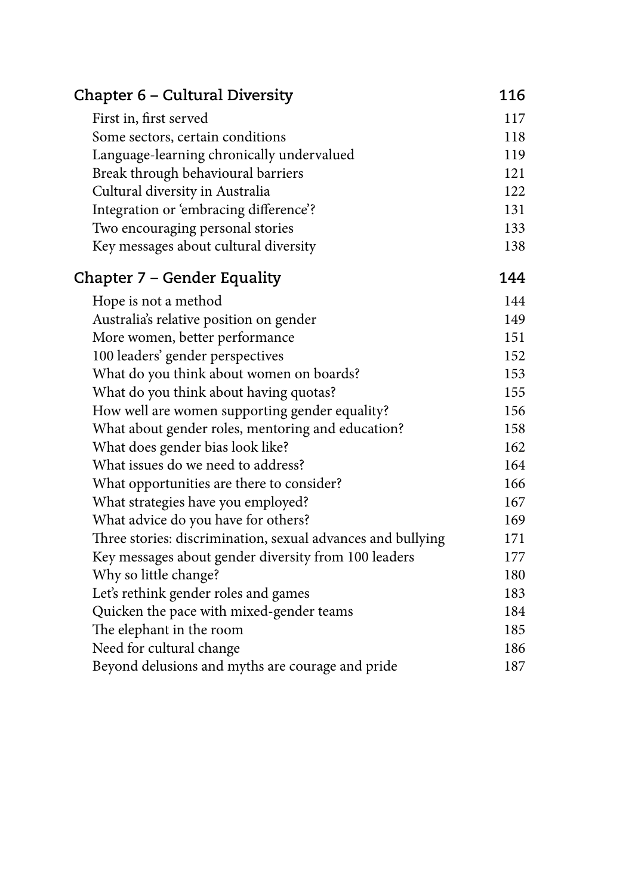| Chapter 6 – Cultural Diversity | 116 |
| --- | --- |
| First in, first served | 117 |
| Some sectors, certain conditions | 118 |
| Language-learning chronically undervalued | 119 |
| Break through behavioural barriers | 121 |
| Cultural diversity in Australia | 122 |
| Integration or 'embracing difference'? | 131 |
| Two encouraging personal stories | 133 |
| Key messages about cultural diversity | 138 |

| Chapter 7 – Gender Equality | 144 |
| --- | --- |
| Hope is not a method | 144 |
| Australia's relative position on gender | 149 |
| More women, better performance | 151 |
| 100 leaders' gender perspectives | 152 |
| What do you think about women on boards? | 153 |
| What do you think about having quotas? | 155 |
| How well are women supporting gender equality? | 156 |
| What about gender roles, mentoring and education? | 158 |
| What does gender bias look like? | 162 |
| What issues do we need to address? | 164 |
| What opportunities are there to consider? | 166 |
| What strategies have you employed? | 167 |
| What advice do you have for others? | 169 |
| Three stories: discrimination, sexual advances and bullying | 171 |
| Key messages about gender diversity from 100 leaders | 177 |
| Why so little change? | 180 |
| Let's rethink gender roles and games | 183 |
| Quicken the pace with mixed-gender teams | 184 |
| The elephant in the room | 185 |
| Need for cultural change | 186 |
| Beyond delusions and myths are courage and pride | 187 |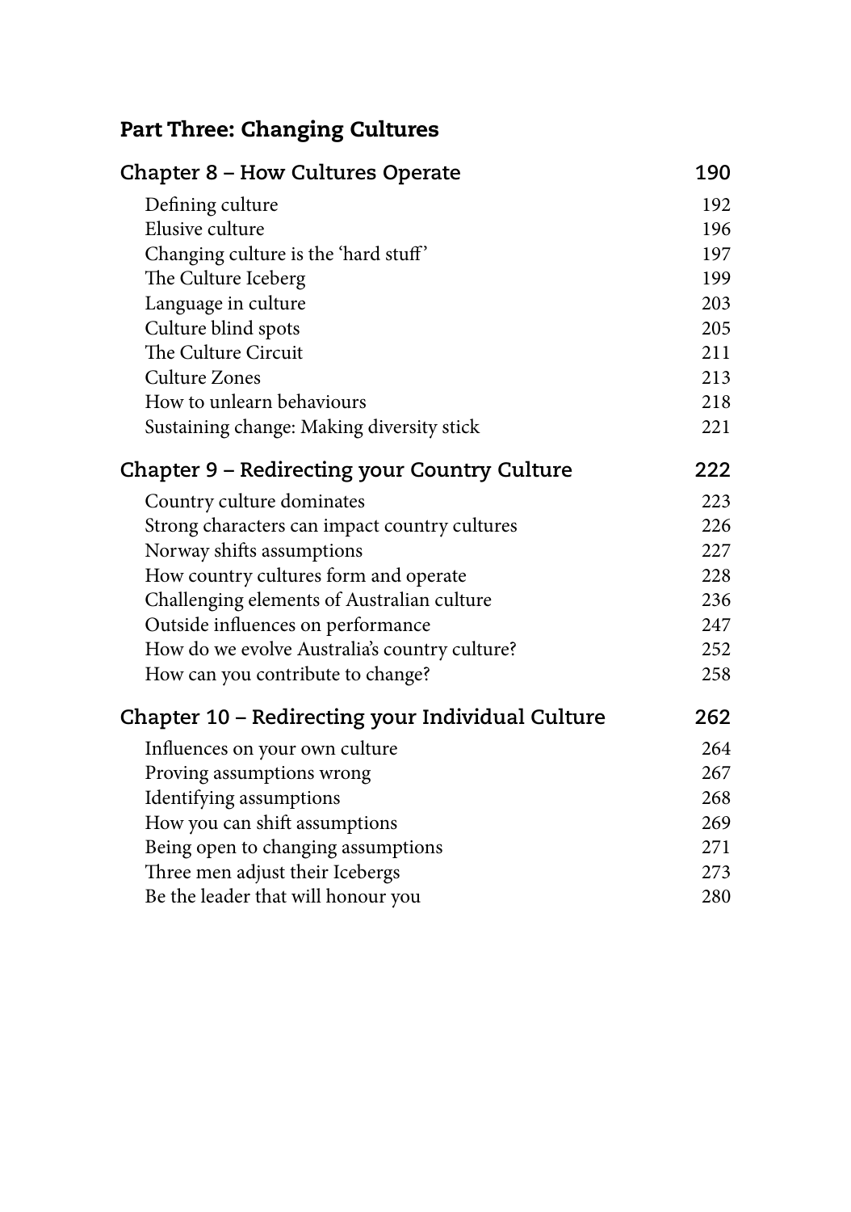## Part Three: Changing Cultures

| Chapter 8 – How Cultures Operate | 190 |
|---|---|
| Defining culture | 192 |
| Elusive culture | 196 |
| Changing culture is the 'hard stuff' | 197 |
| The Culture Iceberg | 199 |
| Language in culture | 203 |
| Culture blind spots | 205 |
| The Culture Circuit | 211 |
| Culture Zones | 213 |
| How to unlearn behaviours | 218 |
| Sustaining change: Making diversity stick | 221 |

| Chapter 9 – Redirecting your Country Culture | 222 |
|---|---|
| Country culture dominates | 223 |
| Strong characters can impact country cultures | 226 |
| Norway shifts assumptions | 227 |
| How country cultures form and operate | 228 |
| Challenging elements of Australian culture | 236 |
| Outside influences on performance | 247 |
| How do we evolve Australia's country culture? | 252 |
| How can you contribute to change? | 258 |

| Chapter 10 – Redirecting your Individual Culture | 262 |
|---|---|
| Influences on your own culture | 264 |
| Proving assumptions wrong | 267 |
| Identifying assumptions | 268 |
| How you can shift assumptions | 269 |
| Being open to changing assumptions | 271 |
| Three men adjust their Icebergs | 273 |
| Be the leader that will honour you | 280 |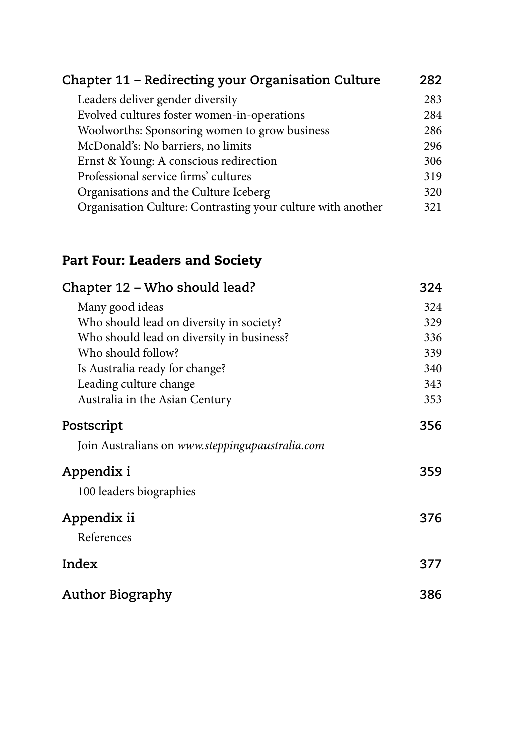| Chapter 11 – Redirecting your Organisation Culture | 282 |
| --- | --- |
| Leaders deliver gender diversity | 283 |
| Evolved cultures foster women-in-operations | 284 |
| Woolworths: Sponsoring women to grow business | 286 |
| McDonald's: No barriers, no limits | 296 |
| Ernst & Young: A conscious redirection | 306 |
| Professional service firms' cultures | 319 |
| Organisations and the Culture Iceberg | 320 |
| Organisation Culture: Contrasting your culture with another | 321 |

## Part Four: Leaders and Society

| Chapter 12 – Who should lead? | 324 |
| --- | --- |
| Many good ideas | 324 |
| Who should lead on diversity in society? | 329 |
| Who should lead on diversity in business? | 336 |
| Who should follow? | 339 |
| Is Australia ready for change? | 340 |
| Leading culture change | 343 |
| Australia in the Asian Century | 353 |
| **Postscript** | **356** |
| Join Australians on *www.steppingupaustralia.com* | |
| **Appendix i** | **359** |
| 100 leaders biographies | |
| **Appendix ii** | **376** |
| References | |
| **Index** | **377** |
| **Author Biography** | **386** |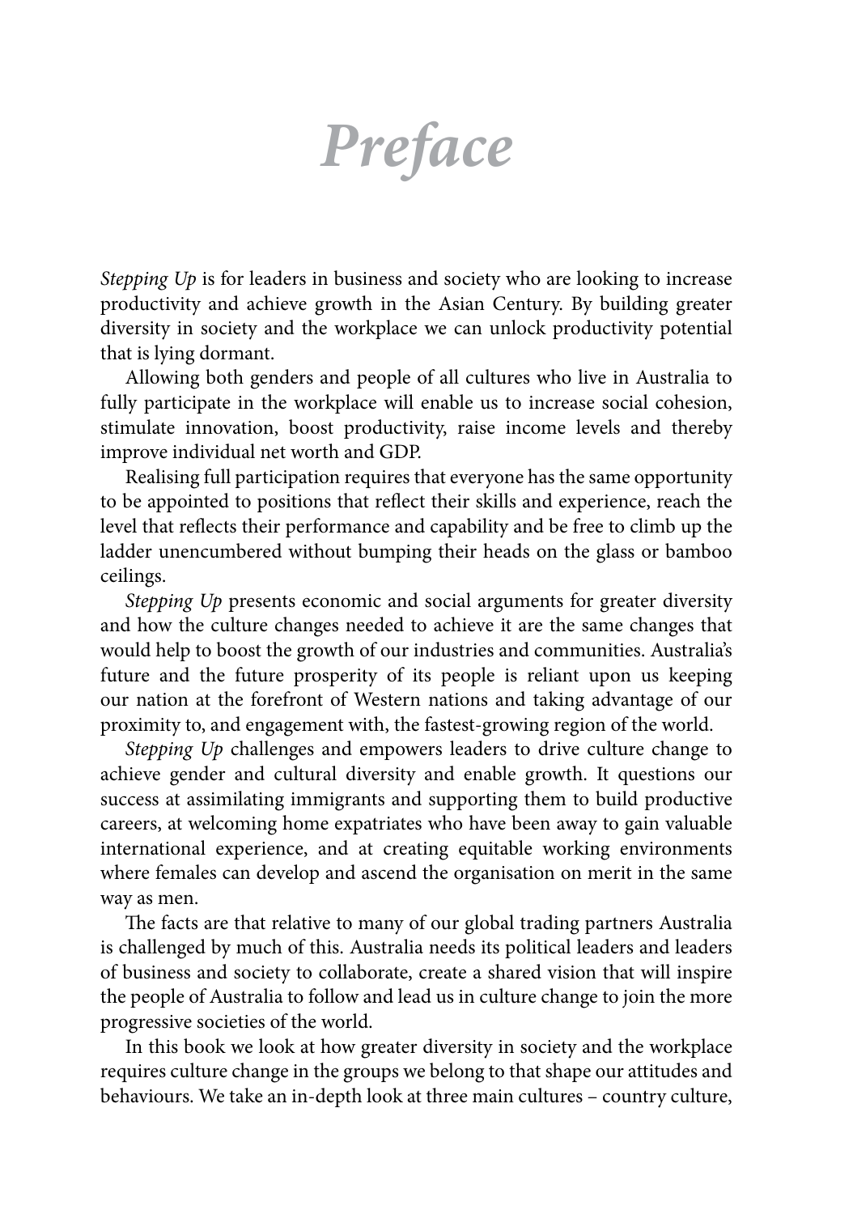# *Preface*

*Stepping Up* is for leaders in business and society who are looking to increase productivity and achieve growth in the Asian Century. By building greater diversity in society and the workplace we can unlock productivity potential that is lying dormant.

Allowing both genders and people of all cultures who live in Australia to fully participate in the workplace will enable us to increase social cohesion, stimulate innovation, boost productivity, raise income levels and thereby improve individual net worth and GDP.

Realising full participation requires that everyone has the same opportunity to be appointed to positions that reflect their skills and experience, reach the level that reflects their performance and capability and be free to climb up the ladder unencumbered without bumping their heads on the glass or bamboo ceilings.

*Stepping Up* presents economic and social arguments for greater diversity and how the culture changes needed to achieve it are the same changes that would help to boost the growth of our industries and communities. Australia's future and the future prosperity of its people is reliant upon us keeping our nation at the forefront of Western nations and taking advantage of our proximity to, and engagement with, the fastest-growing region of the world.

*Stepping Up* challenges and empowers leaders to drive culture change to achieve gender and cultural diversity and enable growth. It questions our success at assimilating immigrants and supporting them to build productive careers, at welcoming home expatriates who have been away to gain valuable international experience, and at creating equitable working environments where females can develop and ascend the organisation on merit in the same way as men.

The facts are that relative to many of our global trading partners Australia is challenged by much of this. Australia needs its political leaders and leaders of business and society to collaborate, create a shared vision that will inspire the people of Australia to follow and lead us in culture change to join the more progressive societies of the world.

In this book we look at how greater diversity in society and the workplace requires culture change in the groups we belong to that shape our attitudes and behaviours. We take an in-depth look at three main cultures – country culture,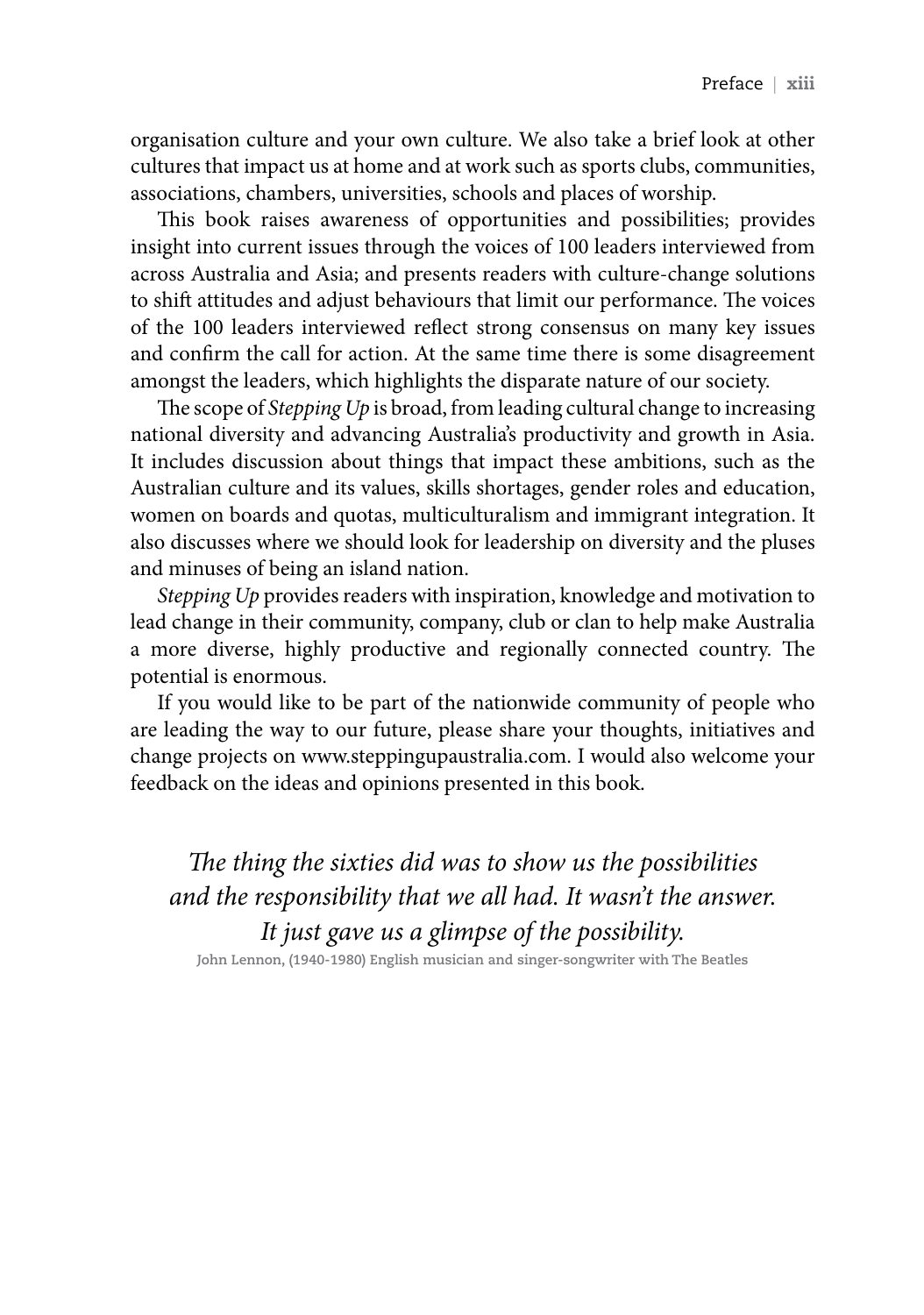organisation culture and your own culture. We also take a brief look at other cultures that impact us at home and at work such as sports clubs, communities, associations, chambers, universities, schools and places of worship.

This book raises awareness of opportunities and possibilities; provides insight into current issues through the voices of 100 leaders interviewed from across Australia and Asia; and presents readers with culture-change solutions to shift attitudes and adjust behaviours that limit our performance. The voices of the 100 leaders interviewed reflect strong consensus on many key issues and confirm the call for action. At the same time there is some disagreement amongst the leaders, which highlights the disparate nature of our society.

The scope of *Stepping Up* is broad, from leading cultural change to increasing national diversity and advancing Australia's productivity and growth in Asia. It includes discussion about things that impact these ambitions, such as the Australian culture and its values, skills shortages, gender roles and education, women on boards and quotas, multiculturalism and immigrant integration. It also discusses where we should look for leadership on diversity and the pluses and minuses of being an island nation.

*Stepping Up* provides readers with inspiration, knowledge and motivation to lead change in their community, company, club or clan to help make Australia a more diverse, highly productive and regionally connected country. The potential is enormous.

If you would like to be part of the nationwide community of people who are leading the way to our future, please share your thoughts, initiatives and change projects on www.steppingupaustralia.com. I would also welcome your feedback on the ideas and opinions presented in this book.

*The thing the sixties did was to show us the possibilities and the responsibility that we all had. It wasn't the answer. It just gave us a glimpse of the possibility.*

**John Lennon, (1940-1980) English musician and singer-songwriter with The Beatles**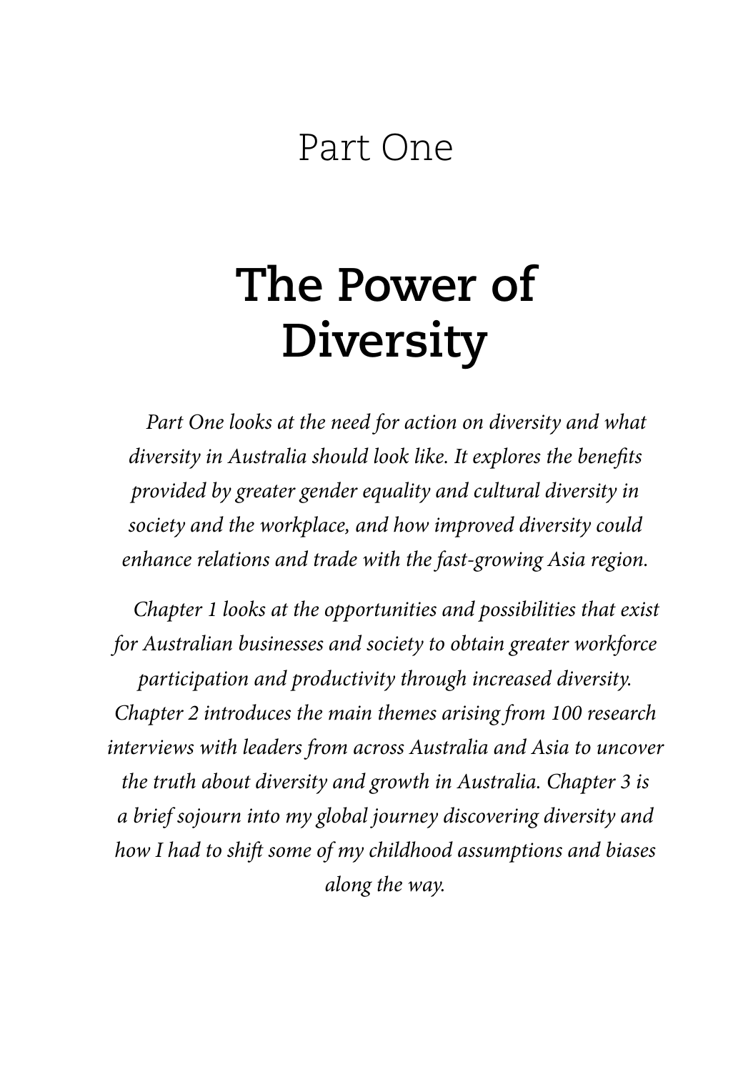# Part One

# The Power of Diversity

*Part One looks at the need for action on diversity and what diversity in Australia should look like. It explores the benefits provided by greater gender equality and cultural diversity in society and the workplace, and how improved diversity could enhance relations and trade with the fast-growing Asia region.*

*Chapter 1 looks at the opportunities and possibilities that exist for Australian businesses and society to obtain greater workforce participation and productivity through increased diversity. Chapter 2 introduces the main themes arising from 100 research interviews with leaders from across Australia and Asia to uncover the truth about diversity and growth in Australia. Chapter 3 is a brief sojourn into my global journey discovering diversity and how I had to shift some of my childhood assumptions and biases along the way.*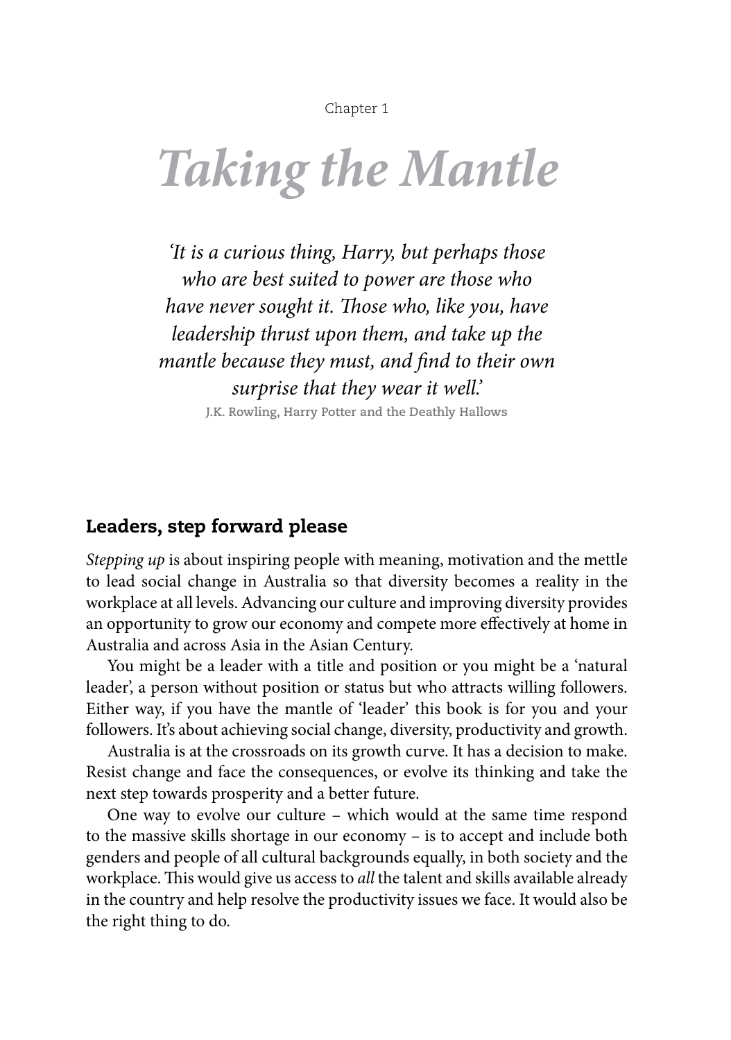Chapter 1

# *Taking the Mantle*

*'It is a curious thing, Harry, but perhaps those who are best suited to power are those who have never sought it. Those who, like you, have leadership thrust upon them, and take up the mantle because they must, and find to their own surprise that they wear it well.'*

**J.K. Rowling, Harry Potter and the Deathly Hallows**

## Leaders, step forward please

*Stepping up* is about inspiring people with meaning, motivation and the mettle to lead social change in Australia so that diversity becomes a reality in the workplace at all levels. Advancing our culture and improving diversity provides an opportunity to grow our economy and compete more effectively at home in Australia and across Asia in the Asian Century.

You might be a leader with a title and position or you might be a 'natural leader', a person without position or status but who attracts willing followers. Either way, if you have the mantle of 'leader' this book is for you and your followers. It's about achieving social change, diversity, productivity and growth.

Australia is at the crossroads on its growth curve. It has a decision to make. Resist change and face the consequences, or evolve its thinking and take the next step towards prosperity and a better future.

One way to evolve our culture – which would at the same time respond to the massive skills shortage in our economy – is to accept and include both genders and people of all cultural backgrounds equally, in both society and the workplace. This would give us access to *all* the talent and skills available already in the country and help resolve the productivity issues we face. It would also be the right thing to do.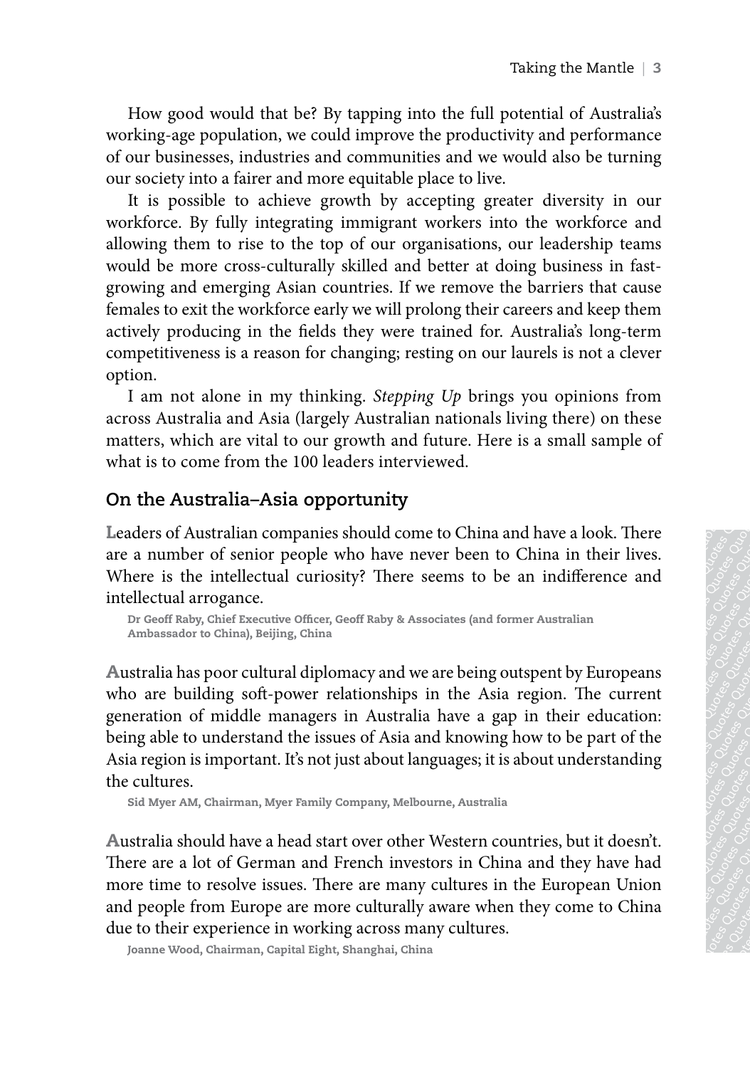How good would that be? By tapping into the full potential of Australia's working-age population, we could improve the productivity and performance of our businesses, industries and communities and we would also be turning our society into a fairer and more equitable place to live.

It is possible to achieve growth by accepting greater diversity in our workforce. By fully integrating immigrant workers into the workforce and allowing them to rise to the top of our organisations, our leadership teams would be more cross-culturally skilled and better at doing business in fast-growing and emerging Asian countries. If we remove the barriers that cause females to exit the workforce early we will prolong their careers and keep them actively producing in the fields they were trained for. Australia's long-term competitiveness is a reason for changing; resting on our laurels is not a clever option.

I am not alone in my thinking. *Stepping Up* brings you opinions from across Australia and Asia (largely Australian nationals living there) on these matters, which are vital to our growth and future. Here is a small sample of what is to come from the 100 leaders interviewed.

## On the Australia–Asia opportunity

Leaders of Australian companies should come to China and have a look. There are a number of senior people who have never been to China in their lives. Where is the intellectual curiosity? There seems to be an indifference and intellectual arrogance.

**Dr Geoff Raby, Chief Executive Officer, Geoff Raby & Associates (and former Australian Ambassador to China), Beijing, China**

Australia has poor cultural diplomacy and we are being outspent by Europeans who are building soft-power relationships in the Asia region. The current generation of middle managers in Australia have a gap in their education: being able to understand the issues of Asia and knowing how to be part of the Asia region is important. It's not just about languages; it is about understanding the cultures.

**Sid Myer AM, Chairman, Myer Family Company, Melbourne, Australia**

Australia should have a head start over other Western countries, but it doesn't. There are a lot of German and French investors in China and they have had more time to resolve issues. There are many cultures in the European Union and people from Europe are more culturally aware when they come to China due to their experience in working across many cultures.

**Joanne Wood, Chairman, Capital Eight, Shanghai, China**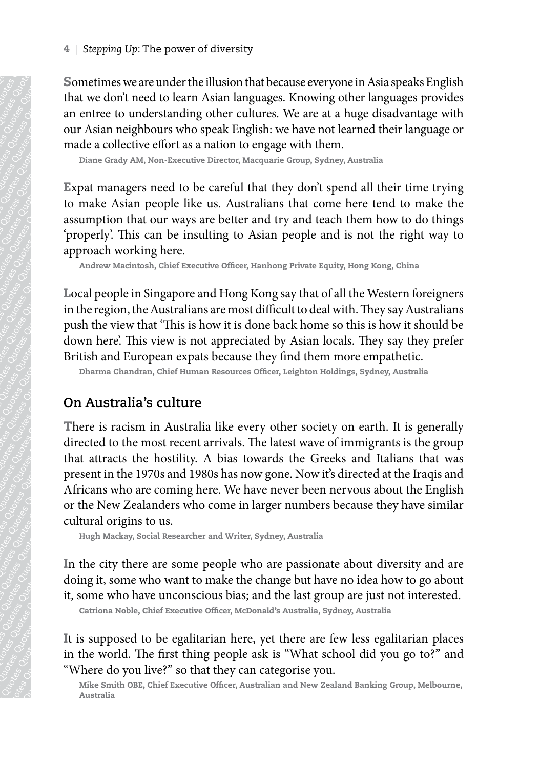Sometimes we are under the illusion that because everyone in Asia speaks English that we don't need to learn Asian languages. Knowing other languages provides an entree to understanding other cultures. We are at a huge disadvantage with our Asian neighbours who speak English: we have not learned their language or made a collective effort as a nation to engage with them.

**Diane Grady AM, Non-Executive Director, Macquarie Group, Sydney, Australia**

Expat managers need to be careful that they don't spend all their time trying to make Asian people like us. Australians that come here tend to make the assumption that our ways are better and try and teach them how to do things 'properly'. This can be insulting to Asian people and is not the right way to approach working here.

**Andrew Macintosh, Chief Executive Officer, Hanhong Private Equity, Hong Kong, China**

Local people in Singapore and Hong Kong say that of all the Western foreigners in the region, the Australians are most difficult to deal with. They say Australians push the view that 'This is how it is done back home so this is how it should be down here'. This view is not appreciated by Asian locals. They say they prefer British and European expats because they find them more empathetic.

**Dharma Chandran, Chief Human Resources Officer, Leighton Holdings, Sydney, Australia**

## On Australia's culture

There is racism in Australia like every other society on earth. It is generally directed to the most recent arrivals. The latest wave of immigrants is the group that attracts the hostility. A bias towards the Greeks and Italians that was present in the 1970s and 1980s has now gone. Now it's directed at the Iraqis and Africans who are coming here. We have never been nervous about the English or the New Zealanders who come in larger numbers because they have similar cultural origins to us.

**Hugh Mackay, Social Researcher and Writer, Sydney, Australia**

In the city there are some people who are passionate about diversity and are doing it, some who want to make the change but have no idea how to go about it, some who have unconscious bias; and the last group are just not interested.

**Catriona Noble, Chief Executive Officer, McDonald's Australia, Sydney, Australia**

It is supposed to be egalitarian here, yet there are few less egalitarian places in the world. The first thing people ask is "What school did you go to?" and "Where do you live?" so that they can categorise you.

**Mike Smith OBE, Chief Executive Officer, Australian and New Zealand Banking Group, Melbourne, Australia**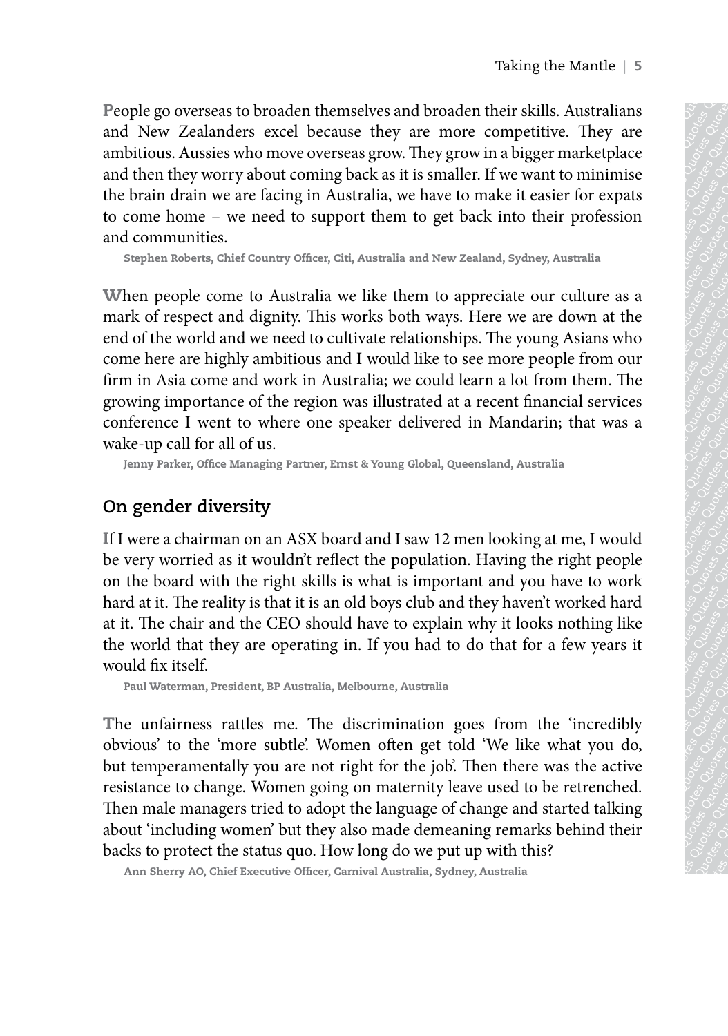People go overseas to broaden themselves and broaden their skills. Australians and New Zealanders excel because they are more competitive. They are ambitious. Aussies who move overseas grow. They grow in a bigger marketplace and then they worry about coming back as it is smaller. If we want to minimise the brain drain we are facing in Australia, we have to make it easier for expats to come home – we need to support them to get back into their profession and communities.

**Stephen Roberts, Chief Country Officer, Citi, Australia and New Zealand, Sydney, Australia**

When people come to Australia we like them to appreciate our culture as a mark of respect and dignity. This works both ways. Here we are down at the end of the world and we need to cultivate relationships. The young Asians who come here are highly ambitious and I would like to see more people from our firm in Asia come and work in Australia; we could learn a lot from them. The growing importance of the region was illustrated at a recent financial services conference I went to where one speaker delivered in Mandarin; that was a wake-up call for all of us.

**Jenny Parker, Office Managing Partner, Ernst & Young Global, Queensland, Australia**

## On gender diversity

If I were a chairman on an ASX board and I saw 12 men looking at me, I would be very worried as it wouldn't reflect the population. Having the right people on the board with the right skills is what is important and you have to work hard at it. The reality is that it is an old boys club and they haven't worked hard at it. The chair and the CEO should have to explain why it looks nothing like the world that they are operating in. If you had to do that for a few years it would fix itself.

**Paul Waterman, President, BP Australia, Melbourne, Australia**

The unfairness rattles me. The discrimination goes from the 'incredibly obvious' to the 'more subtle'. Women often get told 'We like what you do, but temperamentally you are not right for the job'. Then there was the active resistance to change. Women going on maternity leave used to be retrenched. Then male managers tried to adopt the language of change and started talking about 'including women' but they also made demeaning remarks behind their backs to protect the status quo. How long do we put up with this?

**Ann Sherry AO, Chief Executive Officer, Carnival Australia, Sydney, Australia**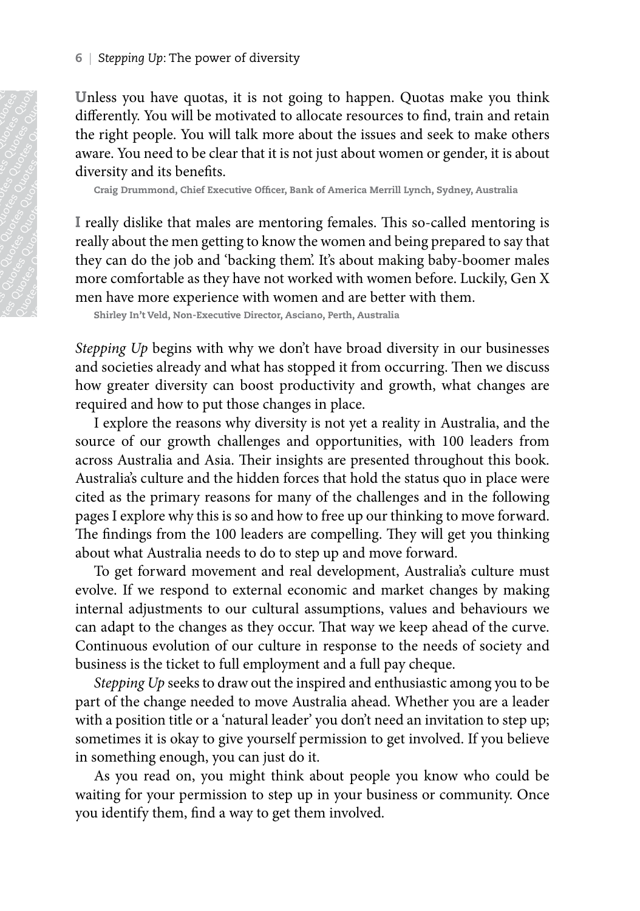**U**nless you have quotas, it is not going to happen. Quotas make you think differently. You will be motivated to allocate resources to find, train and retain the right people. You will talk more about the issues and seek to make others aware. You need to be clear that it is not just about women or gender, it is about diversity and its benefits.

**Craig Drummond, Chief Executive Officer, Bank of America Merrill Lynch, Sydney, Australia**

**I** really dislike that males are mentoring females. This so-called mentoring is really about the men getting to know the women and being prepared to say that they can do the job and 'backing them'. It's about making baby-boomer males more comfortable as they have not worked with women before. Luckily, Gen X men have more experience with women and are better with them.

**Shirley In't Veld, Non-Executive Director, Asciano, Perth, Australia**

*Stepping Up* begins with why we don't have broad diversity in our businesses and societies already and what has stopped it from occurring. Then we discuss how greater diversity can boost productivity and growth, what changes are required and how to put those changes in place.

I explore the reasons why diversity is not yet a reality in Australia, and the source of our growth challenges and opportunities, with 100 leaders from across Australia and Asia. Their insights are presented throughout this book. Australia's culture and the hidden forces that hold the status quo in place were cited as the primary reasons for many of the challenges and in the following pages I explore why this is so and how to free up our thinking to move forward. The findings from the 100 leaders are compelling. They will get you thinking about what Australia needs to do to step up and move forward.

To get forward movement and real development, Australia's culture must evolve. If we respond to external economic and market changes by making internal adjustments to our cultural assumptions, values and behaviours we can adapt to the changes as they occur. That way we keep ahead of the curve. Continuous evolution of our culture in response to the needs of society and business is the ticket to full employment and a full pay cheque.

*Stepping Up* seeks to draw out the inspired and enthusiastic among you to be part of the change needed to move Australia ahead. Whether you are a leader with a position title or a 'natural leader' you don't need an invitation to step up; sometimes it is okay to give yourself permission to get involved. If you believe in something enough, you can just do it.

As you read on, you might think about people you know who could be waiting for your permission to step up in your business or community. Once you identify them, find a way to get them involved.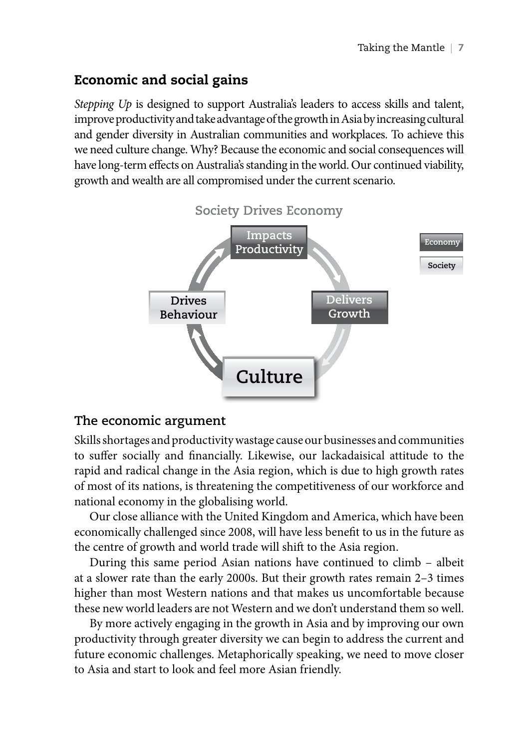## Economic and social gains

*Stepping Up* is designed to support Australia's leaders to access skills and talent, improve productivity and take advantage of the growth in Asia by increasing cultural and gender diversity in Australian communities and workplaces. To achieve this we need culture change. Why? Because the economic and social consequences will have long-term effects on Australia's standing in the world. Our continued viability, growth and wealth are all compromised under the current scenario.

Society Drives Economy

Impacts Productivity

Delivers Growth

Culture

Drives Behaviour

Economy

Society

### The economic argument

Skills shortages and productivity wastage cause our businesses and communities to suffer socially and financially. Likewise, our lackadaisical attitude to the rapid and radical change in the Asia region, which is due to high growth rates of most of its nations, is threatening the competitiveness of our workforce and national economy in the globalising world.

Our close alliance with the United Kingdom and America, which have been economically challenged since 2008, will have less benefit to us in the future as the centre of growth and world trade will shift to the Asia region.

During this same period Asian nations have continued to climb – albeit at a slower rate than the early 2000s. But their growth rates remain 2–3 times higher than most Western nations and that makes us uncomfortable because these new world leaders are not Western and we don't understand them so well.

By more actively engaging in the growth in Asia and by improving our own productivity through greater diversity we can begin to address the current and future economic challenges. Metaphorically speaking, we need to move closer to Asia and start to look and feel more Asian friendly.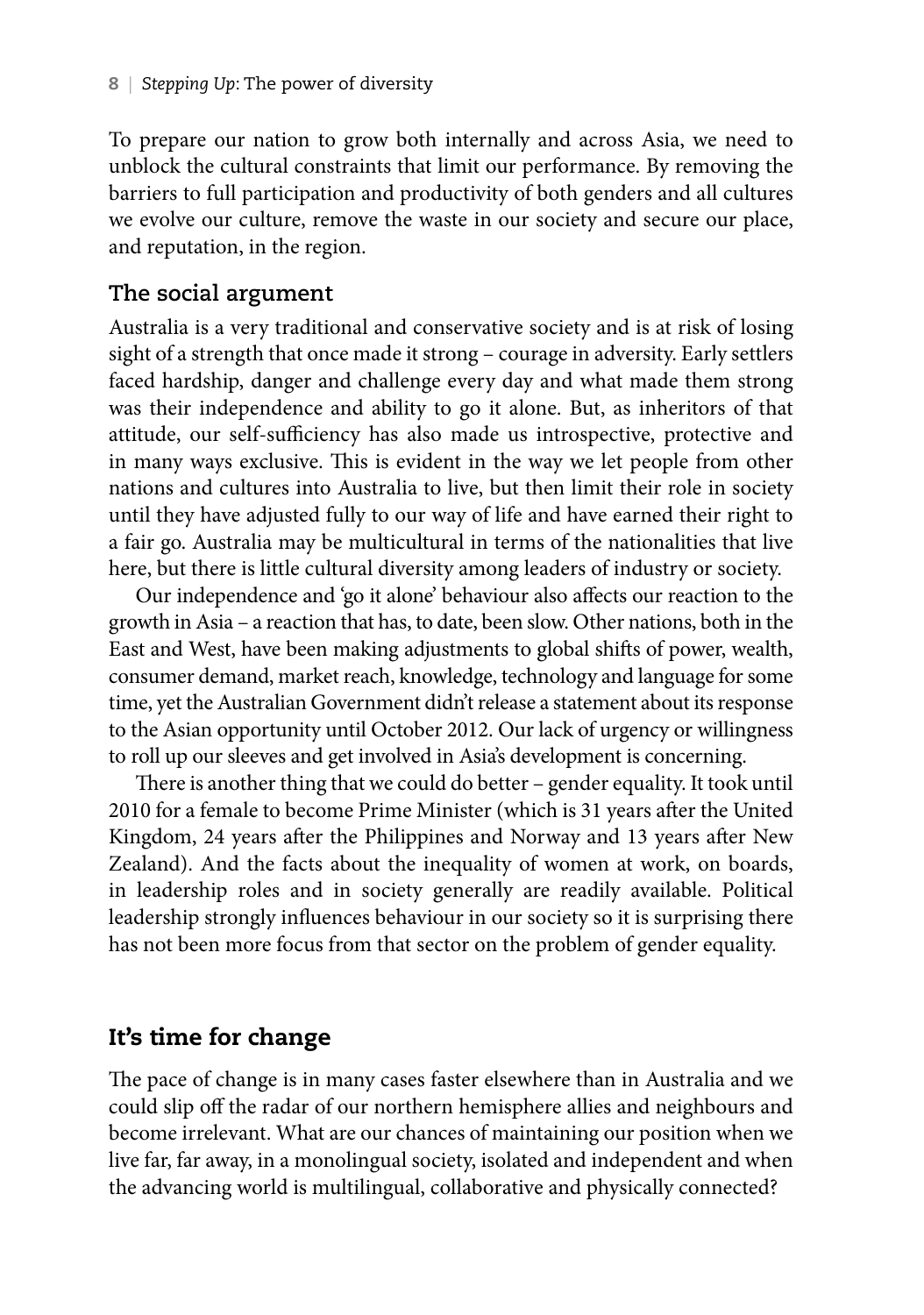To prepare our nation to grow both internally and across Asia, we need to unblock the cultural constraints that limit our performance. By removing the barriers to full participation and productivity of both genders and all cultures we evolve our culture, remove the waste in our society and secure our place, and reputation, in the region.

### The social argument

Australia is a very traditional and conservative society and is at risk of losing sight of a strength that once made it strong – courage in adversity. Early settlers faced hardship, danger and challenge every day and what made them strong was their independence and ability to go it alone. But, as inheritors of that attitude, our self-sufficiency has also made us introspective, protective and in many ways exclusive. This is evident in the way we let people from other nations and cultures into Australia to live, but then limit their role in society until they have adjusted fully to our way of life and have earned their right to a fair go. Australia may be multicultural in terms of the nationalities that live here, but there is little cultural diversity among leaders of industry or society.

Our independence and 'go it alone' behaviour also affects our reaction to the growth in Asia – a reaction that has, to date, been slow. Other nations, both in the East and West, have been making adjustments to global shifts of power, wealth, consumer demand, market reach, knowledge, technology and language for some time, yet the Australian Government didn't release a statement about its response to the Asian opportunity until October 2012. Our lack of urgency or willingness to roll up our sleeves and get involved in Asia's development is concerning.

There is another thing that we could do better – gender equality. It took until 2010 for a female to become Prime Minister (which is 31 years after the United Kingdom, 24 years after the Philippines and Norway and 13 years after New Zealand). And the facts about the inequality of women at work, on boards, in leadership roles and in society generally are readily available. Political leadership strongly influences behaviour in our society so it is surprising there has not been more focus from that sector on the problem of gender equality.

## It's time for change

The pace of change is in many cases faster elsewhere than in Australia and we could slip off the radar of our northern hemisphere allies and neighbours and become irrelevant. What are our chances of maintaining our position when we live far, far away, in a monolingual society, isolated and independent and when the advancing world is multilingual, collaborative and physically connected?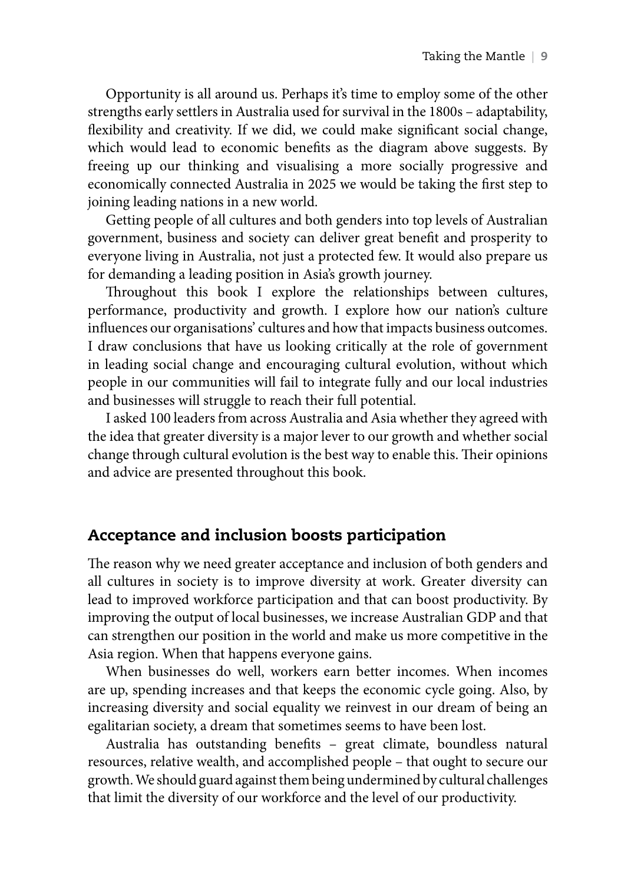Opportunity is all around us. Perhaps it's time to employ some of the other strengths early settlers in Australia used for survival in the 1800s – adaptability, flexibility and creativity. If we did, we could make significant social change, which would lead to economic benefits as the diagram above suggests. By freeing up our thinking and visualising a more socially progressive and economically connected Australia in 2025 we would be taking the first step to joining leading nations in a new world.

Getting people of all cultures and both genders into top levels of Australian government, business and society can deliver great benefit and prosperity to everyone living in Australia, not just a protected few. It would also prepare us for demanding a leading position in Asia's growth journey.

Throughout this book I explore the relationships between cultures, performance, productivity and growth. I explore how our nation's culture influences our organisations' cultures and how that impacts business outcomes. I draw conclusions that have us looking critically at the role of government in leading social change and encouraging cultural evolution, without which people in our communities will fail to integrate fully and our local industries and businesses will struggle to reach their full potential.

I asked 100 leaders from across Australia and Asia whether they agreed with the idea that greater diversity is a major lever to our growth and whether social change through cultural evolution is the best way to enable this. Their opinions and advice are presented throughout this book.

## Acceptance and inclusion boosts participation

The reason why we need greater acceptance and inclusion of both genders and all cultures in society is to improve diversity at work. Greater diversity can lead to improved workforce participation and that can boost productivity. By improving the output of local businesses, we increase Australian GDP and that can strengthen our position in the world and make us more competitive in the Asia region. When that happens everyone gains.

When businesses do well, workers earn better incomes. When incomes are up, spending increases and that keeps the economic cycle going. Also, by increasing diversity and social equality we reinvest in our dream of being an egalitarian society, a dream that sometimes seems to have been lost.

Australia has outstanding benefits – great climate, boundless natural resources, relative wealth, and accomplished people – that ought to secure our growth. We should guard against them being undermined by cultural challenges that limit the diversity of our workforce and the level of our productivity.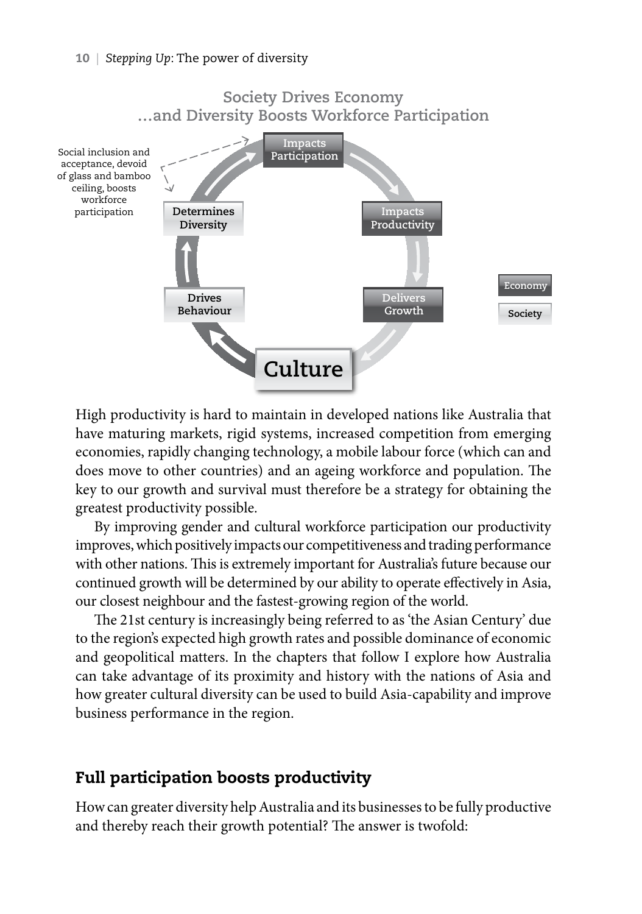**Society Drives Economy**
**...and Diversity Boosts Workforce Participation**

Social inclusion and acceptance, devoid of glass and bamboo ceiling, boosts workforce participation

Impacts Participation

Impacts Productivity

Delivers Growth

Culture

Drives Behaviour

Determines Diversity

Economy

Society

High productivity is hard to maintain in developed nations like Australia that have maturing markets, rigid systems, increased competition from emerging economies, rapidly changing technology, a mobile labour force (which can and does move to other countries) and an ageing workforce and population. The key to our growth and survival must therefore be a strategy for obtaining the greatest productivity possible.

By improving gender and cultural workforce participation our productivity improves, which positively impacts our competitiveness and trading performance with other nations. This is extremely important for Australia's future because our continued growth will be determined by our ability to operate effectively in Asia, our closest neighbour and the fastest-growing region of the world.

The 21st century is increasingly being referred to as 'the Asian Century' due to the region's expected high growth rates and possible dominance of economic and geopolitical matters. In the chapters that follow I explore how Australia can take advantage of its proximity and history with the nations of Asia and how greater cultural diversity can be used to build Asia-capability and improve business performance in the region.

## Full participation boosts productivity

How can greater diversity help Australia and its businesses to be fully productive and thereby reach their growth potential? The answer is twofold: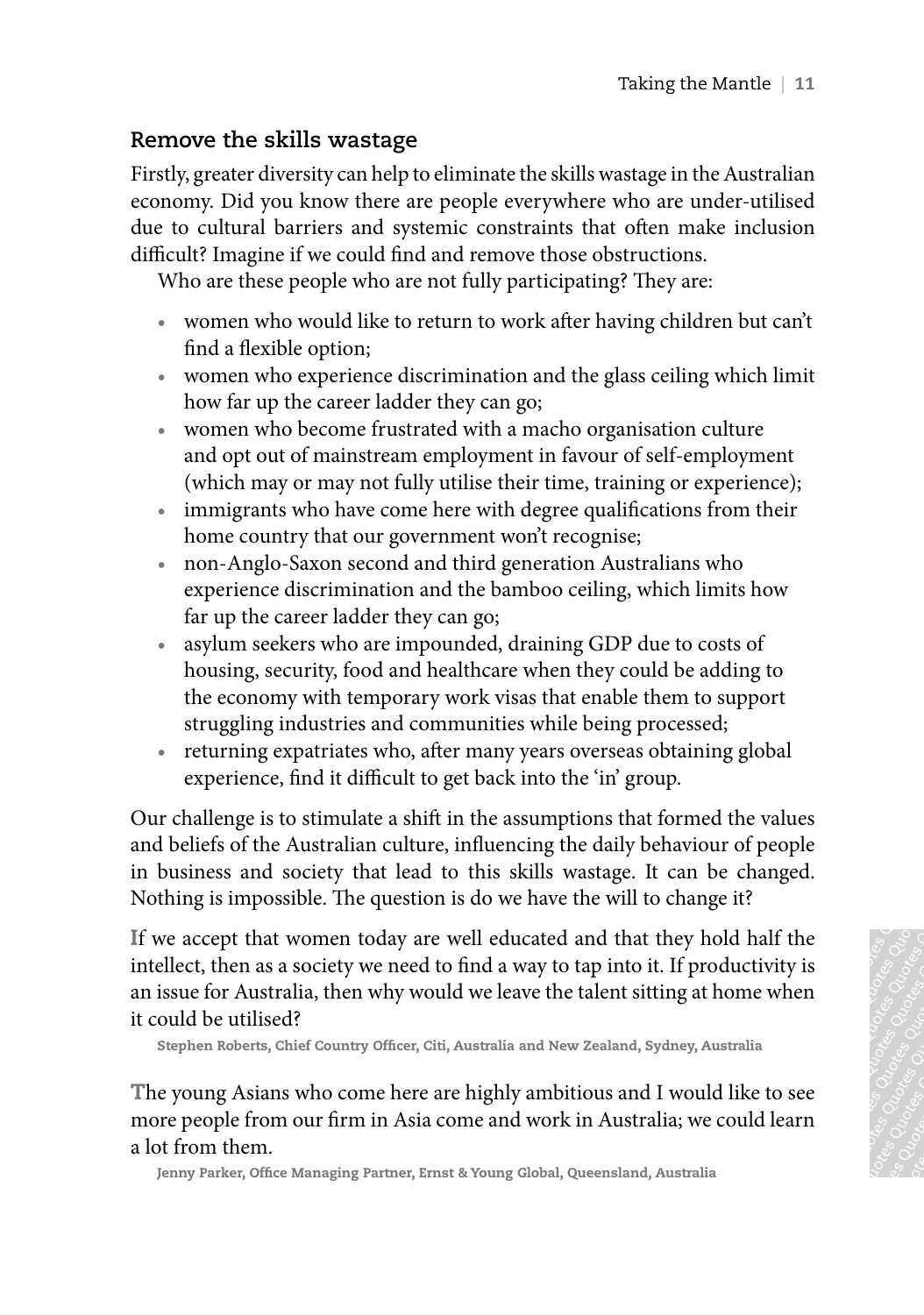## Remove the skills wastage

Firstly, greater diversity can help to eliminate the skills wastage in the Australian economy. Did you know there are people everywhere who are under-utilised due to cultural barriers and systemic constraints that often make inclusion difficult? Imagine if we could find and remove those obstructions.

Who are these people who are not fully participating? They are:

- women who would like to return to work after having children but can't find a flexible option;
- women who experience discrimination and the glass ceiling which limit how far up the career ladder they can go;
- women who become frustrated with a macho organisation culture and opt out of mainstream employment in favour of self-employment (which may or may not fully utilise their time, training or experience);
- immigrants who have come here with degree qualifications from their home country that our government won't recognise;
- non-Anglo-Saxon second and third generation Australians who experience discrimination and the bamboo ceiling, which limits how far up the career ladder they can go;
- asylum seekers who are impounded, draining GDP due to costs of housing, security, food and healthcare when they could be adding to the economy with temporary work visas that enable them to support struggling industries and communities while being processed;
- returning expatriates who, after many years overseas obtaining global experience, find it difficult to get back into the 'in' group.

Our challenge is to stimulate a shift in the assumptions that formed the values and beliefs of the Australian culture, influencing the daily behaviour of people in business and society that lead to this skills wastage. It can be changed. Nothing is impossible. The question is do we have the will to change it?

If we accept that women today are well educated and that they hold half the intellect, then as a society we need to find a way to tap into it. If productivity is an issue for Australia, then why would we leave the talent sitting at home when it could be utilised?

**Stephen Roberts, Chief Country Officer, Citi, Australia and New Zealand, Sydney, Australia**

The young Asians who come here are highly ambitious and I would like to see more people from our firm in Asia come and work in Australia; we could learn a lot from them.

**Jenny Parker, Office Managing Partner, Ernst & Young Global, Queensland, Australia**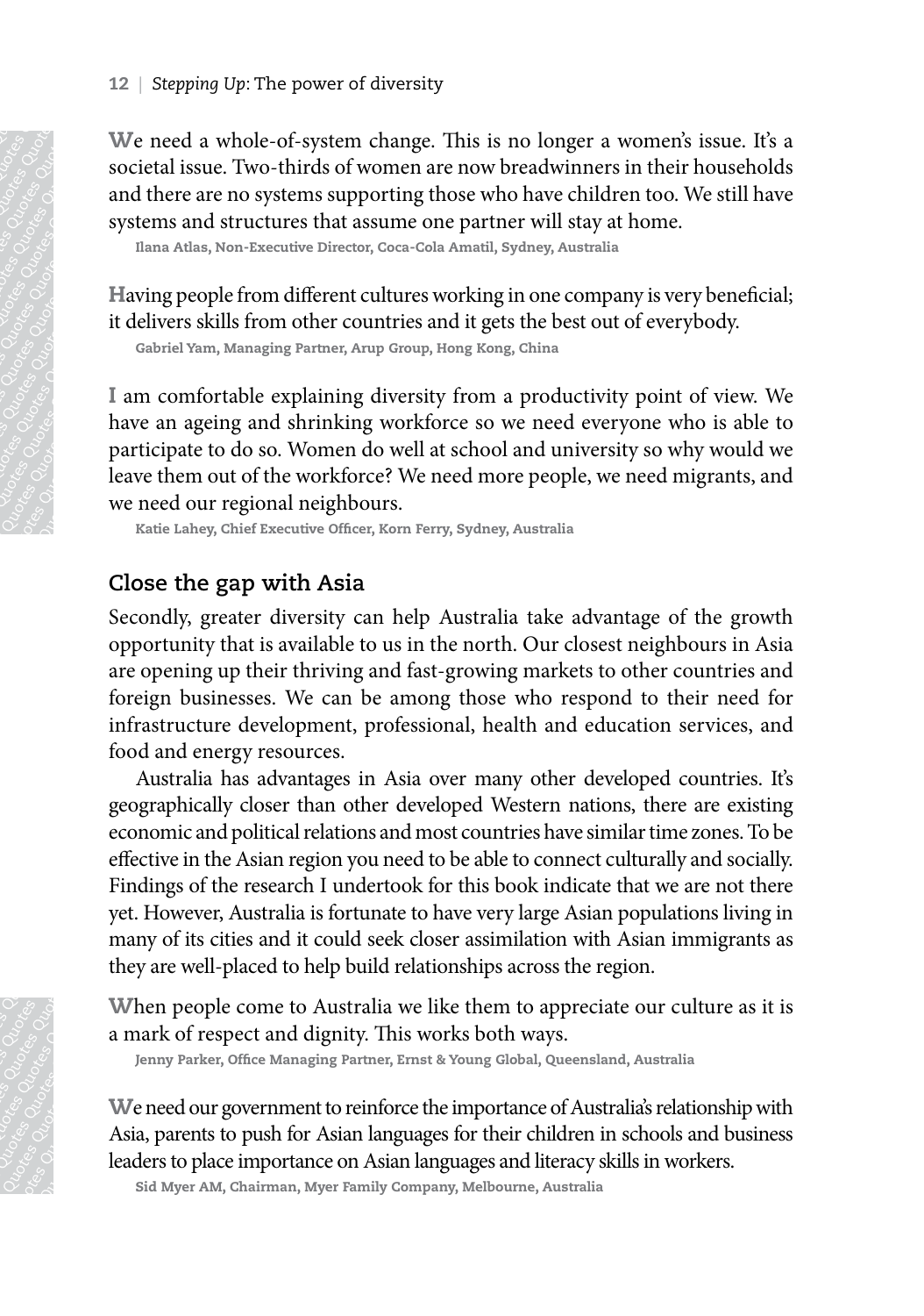We need a whole-of-system change. This is no longer a women's issue. It's a societal issue. Two-thirds of women are now breadwinners in their households and there are no systems supporting those who have children too. We still have systems and structures that assume one partner will stay at home.

**Ilana Atlas, Non-Executive Director, Coca-Cola Amatil, Sydney, Australia**

Having people from different cultures working in one company is very beneficial; it delivers skills from other countries and it gets the best out of everybody.

**Gabriel Yam, Managing Partner, Arup Group, Hong Kong, China**

I am comfortable explaining diversity from a productivity point of view. We have an ageing and shrinking workforce so we need everyone who is able to participate to do so. Women do well at school and university so why would we leave them out of the workforce? We need more people, we need migrants, and we need our regional neighbours.

**Katie Lahey, Chief Executive Officer, Korn Ferry, Sydney, Australia**

## Close the gap with Asia

Secondly, greater diversity can help Australia take advantage of the growth opportunity that is available to us in the north. Our closest neighbours in Asia are opening up their thriving and fast-growing markets to other countries and foreign businesses. We can be among those who respond to their need for infrastructure development, professional, health and education services, and food and energy resources.

Australia has advantages in Asia over many other developed countries. It's geographically closer than other developed Western nations, there are existing economic and political relations and most countries have similar time zones. To be effective in the Asian region you need to be able to connect culturally and socially. Findings of the research I undertook for this book indicate that we are not there yet. However, Australia is fortunate to have very large Asian populations living in many of its cities and it could seek closer assimilation with Asian immigrants as they are well-placed to help build relationships across the region.

When people come to Australia we like them to appreciate our culture as it is a mark of respect and dignity. This works both ways.

**Jenny Parker, Office Managing Partner, Ernst & Young Global, Queensland, Australia**

We need our government to reinforce the importance of Australia's relationship with Asia, parents to push for Asian languages for their children in schools and business leaders to place importance on Asian languages and literacy skills in workers.

**Sid Myer AM, Chairman, Myer Family Company, Melbourne, Australia**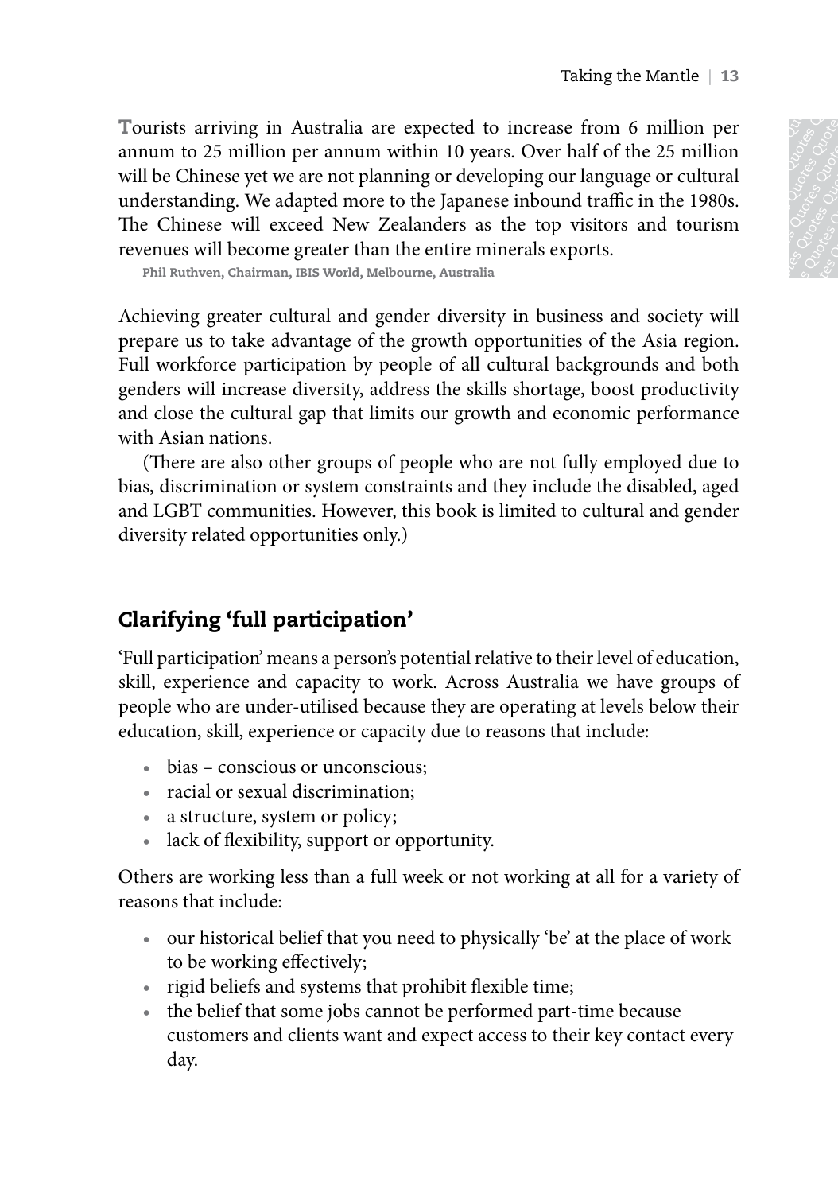Tourists arriving in Australia are expected to increase from 6 million per annum to 25 million per annum within 10 years. Over half of the 25 million will be Chinese yet we are not planning or developing our language or cultural understanding. We adapted more to the Japanese inbound traffic in the 1980s. The Chinese will exceed New Zealanders as the top visitors and tourism revenues will become greater than the entire minerals exports.

**Phil Ruthven, Chairman, IBIS World, Melbourne, Australia**

Achieving greater cultural and gender diversity in business and society will prepare us to take advantage of the growth opportunities of the Asia region. Full workforce participation by people of all cultural backgrounds and both genders will increase diversity, address the skills shortage, boost productivity and close the cultural gap that limits our growth and economic performance with Asian nations.

(There are also other groups of people who are not fully employed due to bias, discrimination or system constraints and they include the disabled, aged and LGBT communities. However, this book is limited to cultural and gender diversity related opportunities only.)

## Clarifying 'full participation'

'Full participation' means a person's potential relative to their level of education, skill, experience and capacity to work. Across Australia we have groups of people who are under-utilised because they are operating at levels below their education, skill, experience or capacity due to reasons that include:

- bias – conscious or unconscious;
- racial or sexual discrimination;
- a structure, system or policy;
- lack of flexibility, support or opportunity.

Others are working less than a full week or not working at all for a variety of reasons that include:

- our historical belief that you need to physically 'be' at the place of work to be working effectively;
- rigid beliefs and systems that prohibit flexible time;
- the belief that some jobs cannot be performed part-time because customers and clients want and expect access to their key contact every day.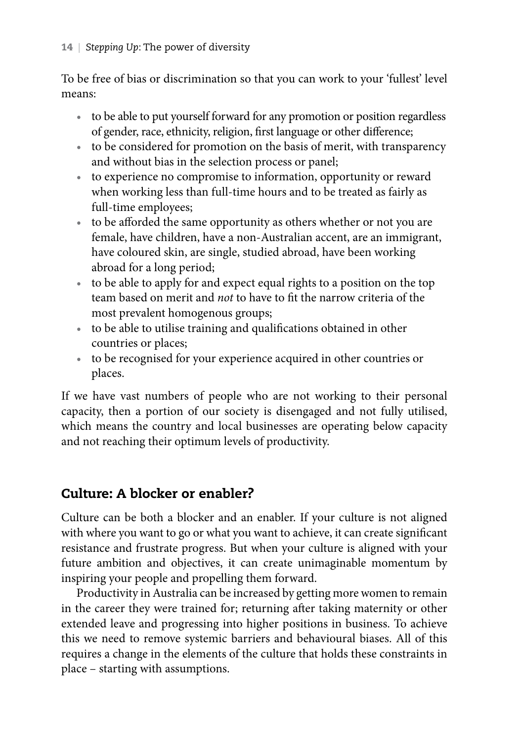To be free of bias or discrimination so that you can work to your 'fullest' level means:

- to be able to put yourself forward for any promotion or position regardless of gender, race, ethnicity, religion, first language or other difference;
- to be considered for promotion on the basis of merit, with transparency and without bias in the selection process or panel;
- to experience no compromise to information, opportunity or reward when working less than full-time hours and to be treated as fairly as full-time employees;
- to be afforded the same opportunity as others whether or not you are female, have children, have a non-Australian accent, are an immigrant, have coloured skin, are single, studied abroad, have been working abroad for a long period;
- to be able to apply for and expect equal rights to a position on the top team based on merit and *not* to have to fit the narrow criteria of the most prevalent homogenous groups;
- to be able to utilise training and qualifications obtained in other countries or places;
- to be recognised for your experience acquired in other countries or places.

If we have vast numbers of people who are not working to their personal capacity, then a portion of our society is disengaged and not fully utilised, which means the country and local businesses are operating below capacity and not reaching their optimum levels of productivity.

## Culture: A blocker or enabler?

Culture can be both a blocker and an enabler. If your culture is not aligned with where you want to go or what you want to achieve, it can create significant resistance and frustrate progress. But when your culture is aligned with your future ambition and objectives, it can create unimaginable momentum by inspiring your people and propelling them forward.

Productivity in Australia can be increased by getting more women to remain in the career they were trained for; returning after taking maternity or other extended leave and progressing into higher positions in business. To achieve this we need to remove systemic barriers and behavioural biases. All of this requires a change in the elements of the culture that holds these constraints in place – starting with assumptions.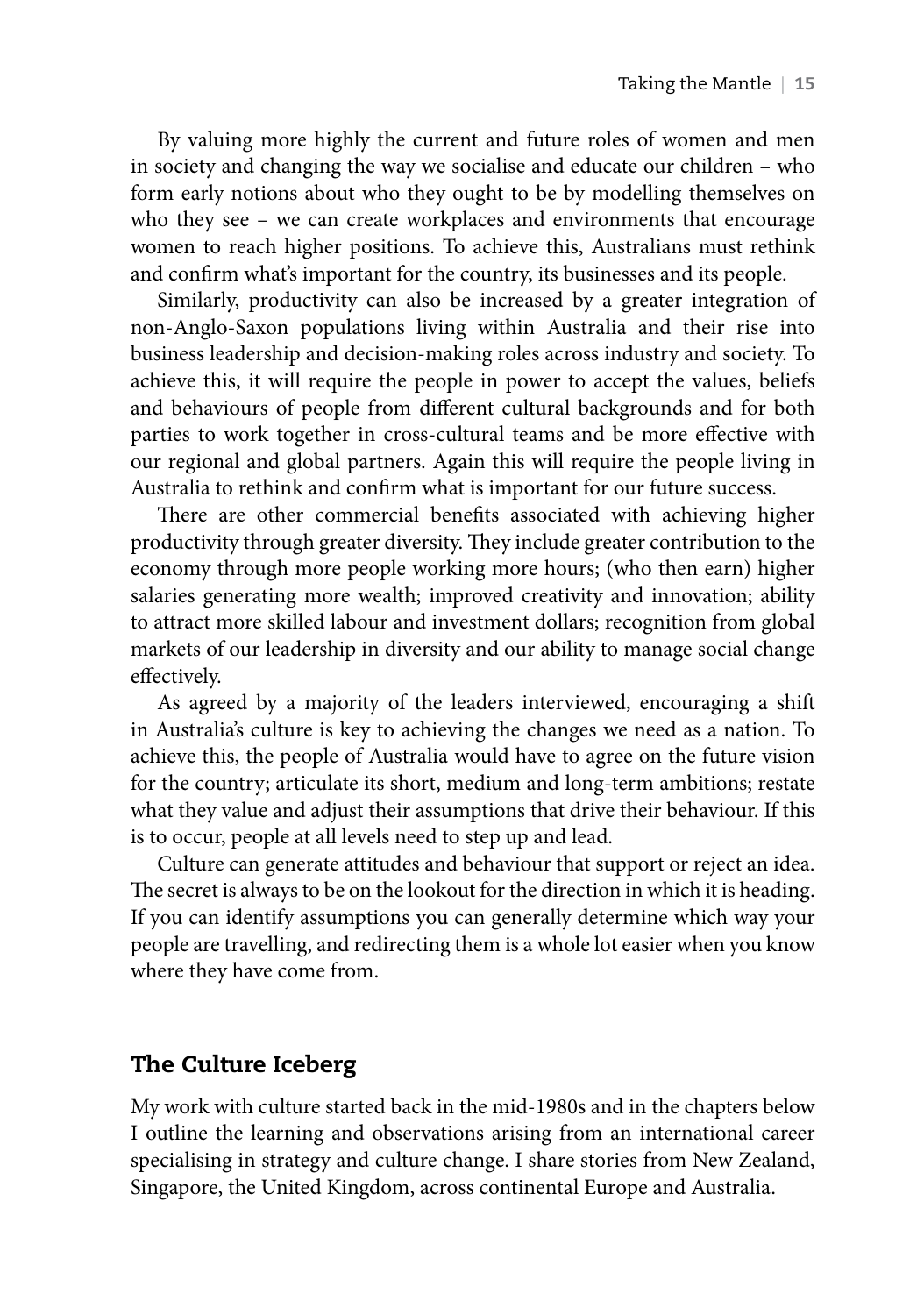By valuing more highly the current and future roles of women and men in society and changing the way we socialise and educate our children – who form early notions about who they ought to be by modelling themselves on who they see – we can create workplaces and environments that encourage women to reach higher positions. To achieve this, Australians must rethink and confirm what's important for the country, its businesses and its people.

Similarly, productivity can also be increased by a greater integration of non-Anglo-Saxon populations living within Australia and their rise into business leadership and decision-making roles across industry and society. To achieve this, it will require the people in power to accept the values, beliefs and behaviours of people from different cultural backgrounds and for both parties to work together in cross-cultural teams and be more effective with our regional and global partners. Again this will require the people living in Australia to rethink and confirm what is important for our future success.

There are other commercial benefits associated with achieving higher productivity through greater diversity. They include greater contribution to the economy through more people working more hours; (who then earn) higher salaries generating more wealth; improved creativity and innovation; ability to attract more skilled labour and investment dollars; recognition from global markets of our leadership in diversity and our ability to manage social change effectively.

As agreed by a majority of the leaders interviewed, encouraging a shift in Australia's culture is key to achieving the changes we need as a nation. To achieve this, the people of Australia would have to agree on the future vision for the country; articulate its short, medium and long-term ambitions; restate what they value and adjust their assumptions that drive their behaviour. If this is to occur, people at all levels need to step up and lead.

Culture can generate attitudes and behaviour that support or reject an idea. The secret is always to be on the lookout for the direction in which it is heading. If you can identify assumptions you can generally determine which way your people are travelling, and redirecting them is a whole lot easier when you know where they have come from.

## The Culture Iceberg

My work with culture started back in the mid-1980s and in the chapters below I outline the learning and observations arising from an international career specialising in strategy and culture change. I share stories from New Zealand, Singapore, the United Kingdom, across continental Europe and Australia.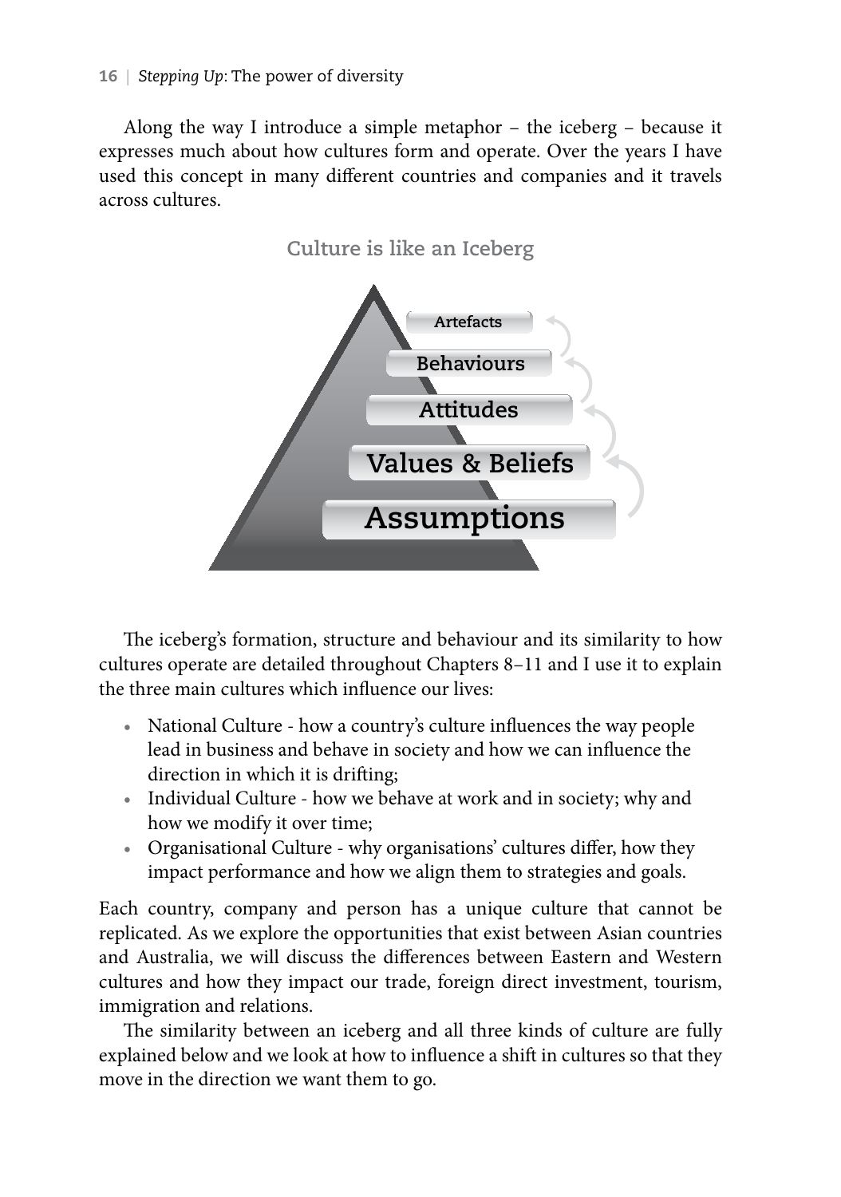Along the way I introduce a simple metaphor – the iceberg – because it expresses much about how cultures form and operate. Over the years I have used this concept in many different countries and companies and it travels across cultures.

Culture is like an Iceberg

Artefacts

Behaviours

Attitudes

Values & Beliefs

Assumptions

The iceberg's formation, structure and behaviour and its similarity to how cultures operate are detailed throughout Chapters 8–11 and I use it to explain the three main cultures which influence our lives:

- National Culture - how a country's culture influences the way people lead in business and behave in society and how we can influence the direction in which it is drifting;
- Individual Culture - how we behave at work and in society; why and how we modify it over time;
- Organisational Culture - why organisations' cultures differ, how they impact performance and how we align them to strategies and goals.

Each country, company and person has a unique culture that cannot be replicated. As we explore the opportunities that exist between Asian countries and Australia, we will discuss the differences between Eastern and Western cultures and how they impact our trade, foreign direct investment, tourism, immigration and relations.

The similarity between an iceberg and all three kinds of culture are fully explained below and we look at how to influence a shift in cultures so that they move in the direction we want them to go.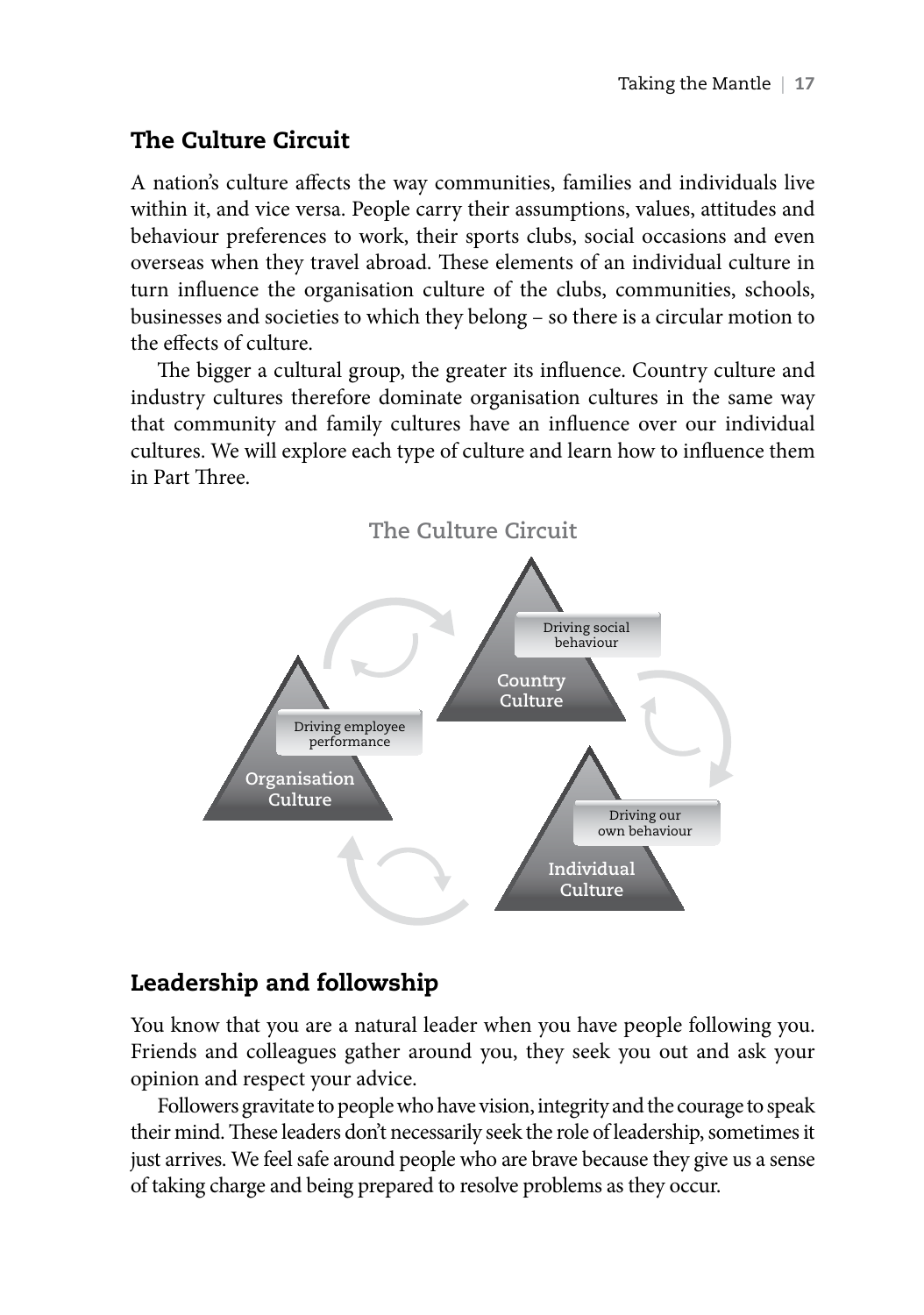## The Culture Circuit

A nation's culture affects the way communities, families and individuals live within it, and vice versa. People carry their assumptions, values, attitudes and behaviour preferences to work, their sports clubs, social occasions and even overseas when they travel abroad. These elements of an individual culture in turn influence the organisation culture of the clubs, communities, schools, businesses and societies to which they belong – so there is a circular motion to the effects of culture.

The bigger a cultural group, the greater its influence. Country culture and industry cultures therefore dominate organisation cultures in the same way that community and family cultures have an influence over our individual cultures. We will explore each type of culture and learn how to influence them in Part Three.

**The Culture Circuit**

Driving social behaviour
**Country Culture**

Driving employee performance
**Organisation Culture**

Driving our own behaviour
**Individual Culture**

## Leadership and followship

You know that you are a natural leader when you have people following you. Friends and colleagues gather around you, they seek you out and ask your opinion and respect your advice.

Followers gravitate to people who have vision, integrity and the courage to speak their mind. These leaders don't necessarily seek the role of leadership, sometimes it just arrives. We feel safe around people who are brave because they give us a sense of taking charge and being prepared to resolve problems as they occur.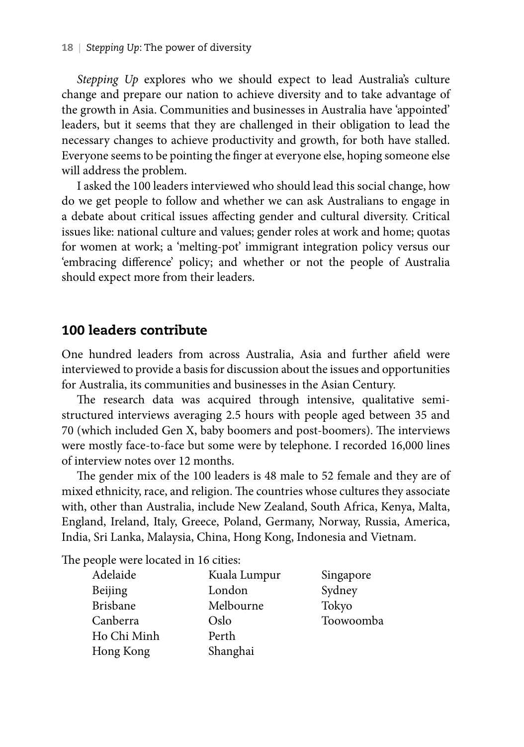*Stepping Up* explores who we should expect to lead Australia's culture change and prepare our nation to achieve diversity and to take advantage of the growth in Asia. Communities and businesses in Australia have 'appointed' leaders, but it seems that they are challenged in their obligation to lead the necessary changes to achieve productivity and growth, for both have stalled. Everyone seems to be pointing the finger at everyone else, hoping someone else will address the problem.

I asked the 100 leaders interviewed who should lead this social change, how do we get people to follow and whether we can ask Australians to engage in a debate about critical issues affecting gender and cultural diversity. Critical issues like: national culture and values; gender roles at work and home; quotas for women at work; a 'melting-pot' immigrant integration policy versus our 'embracing difference' policy; and whether or not the people of Australia should expect more from their leaders.

## 100 leaders contribute

One hundred leaders from across Australia, Asia and further afield were interviewed to provide a basis for discussion about the issues and opportunities for Australia, its communities and businesses in the Asian Century.

The research data was acquired through intensive, qualitative semi-structured interviews averaging 2.5 hours with people aged between 35 and 70 (which included Gen X, baby boomers and post-boomers). The interviews were mostly face-to-face but some were by telephone. I recorded 16,000 lines of interview notes over 12 months.

The gender mix of the 100 leaders is 48 male to 52 female and they are of mixed ethnicity, race, and religion. The countries whose cultures they associate with, other than Australia, include New Zealand, South Africa, Kenya, Malta, England, Ireland, Italy, Greece, Poland, Germany, Norway, Russia, America, India, Sri Lanka, Malaysia, China, Hong Kong, Indonesia and Vietnam.

The people were located in 16 cities:

- Adelaide
- Beijing
- Brisbane
- Canberra
- Ho Chi Minh
- Hong Kong
- Kuala Lumpur
- London
- Melbourne
- Oslo
- Perth
- Shanghai
- Singapore
- Sydney
- Tokyo
- Toowoomba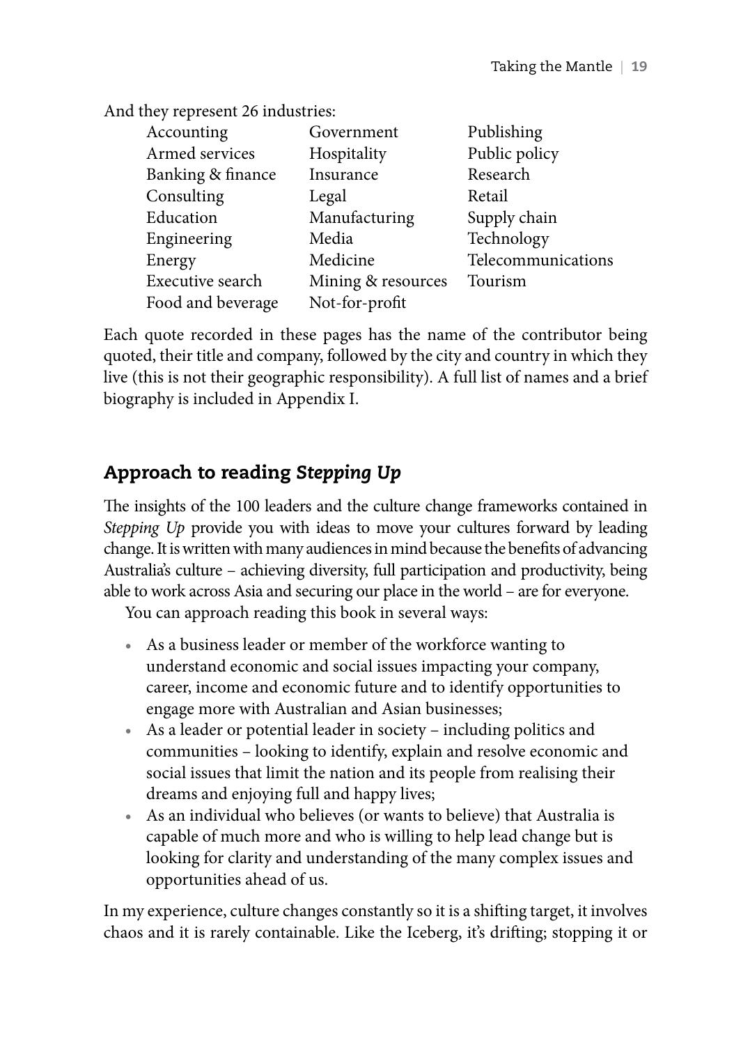And they represent 26 industries:

- Accounting
- Armed services
- Banking & finance
- Consulting
- Education
- Engineering
- Energy
- Executive search
- Food and beverage
- Government
- Hospitality
- Insurance
- Legal
- Manufacturing
- Media
- Medicine
- Mining & resources
- Not-for-profit
- Publishing
- Public policy
- Research
- Retail
- Supply chain
- Technology
- Telecommunications
- Tourism

Each quote recorded in these pages has the name of the contributor being quoted, their title and company, followed by the city and country in which they live (this is not their geographic responsibility). A full list of names and a brief biography is included in Appendix I.

## Approach to reading *Stepping Up*

The insights of the 100 leaders and the culture change frameworks contained in *Stepping Up* provide you with ideas to move your cultures forward by leading change. It is written with many audiences in mind because the benefits of advancing Australia's culture – achieving diversity, full participation and productivity, being able to work across Asia and securing our place in the world – are for everyone.

You can approach reading this book in several ways:

- As a business leader or member of the workforce wanting to understand economic and social issues impacting your company, career, income and economic future and to identify opportunities to engage more with Australian and Asian businesses;
- As a leader or potential leader in society – including politics and communities – looking to identify, explain and resolve economic and social issues that limit the nation and its people from realising their dreams and enjoying full and happy lives;
- As an individual who believes (or wants to believe) that Australia is capable of much more and who is willing to help lead change but is looking for clarity and understanding of the many complex issues and opportunities ahead of us.

In my experience, culture changes constantly so it is a shifting target, it involves chaos and it is rarely containable. Like the Iceberg, it's drifting; stopping it or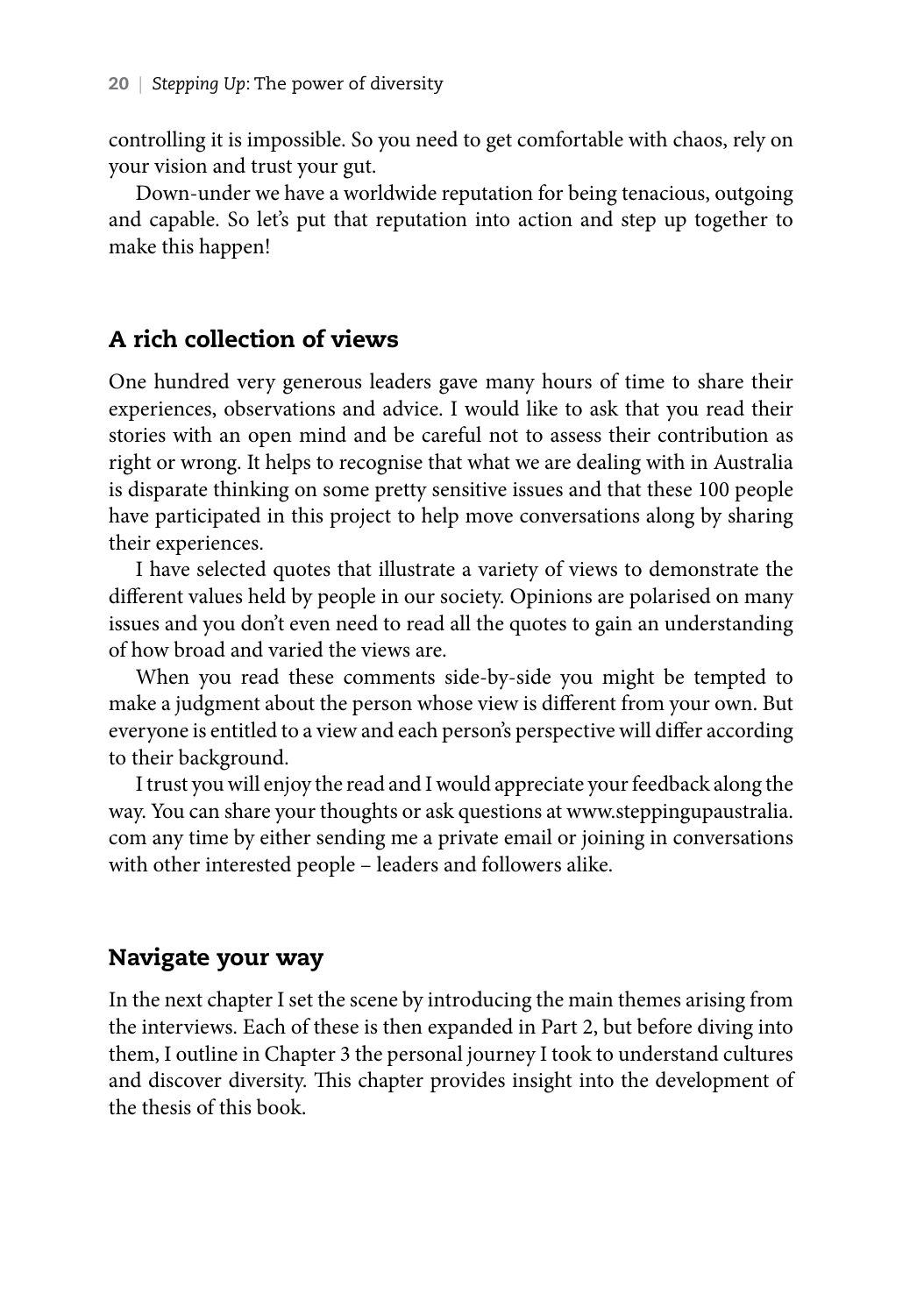controlling it is impossible. So you need to get comfortable with chaos, rely on your vision and trust your gut.

Down-under we have a worldwide reputation for being tenacious, outgoing and capable. So let's put that reputation into action and step up together to make this happen!

## A rich collection of views

One hundred very generous leaders gave many hours of time to share their experiences, observations and advice. I would like to ask that you read their stories with an open mind and be careful not to assess their contribution as right or wrong. It helps to recognise that what we are dealing with in Australia is disparate thinking on some pretty sensitive issues and that these 100 people have participated in this project to help move conversations along by sharing their experiences.

I have selected quotes that illustrate a variety of views to demonstrate the different values held by people in our society. Opinions are polarised on many issues and you don't even need to read all the quotes to gain an understanding of how broad and varied the views are.

When you read these comments side-by-side you might be tempted to make a judgment about the person whose view is different from your own. But everyone is entitled to a view and each person's perspective will differ according to their background.

I trust you will enjoy the read and I would appreciate your feedback along the way. You can share your thoughts or ask questions at www.steppingupaustralia.com any time by either sending me a private email or joining in conversations with other interested people – leaders and followers alike.

## Navigate your way

In the next chapter I set the scene by introducing the main themes arising from the interviews. Each of these is then expanded in Part 2, but before diving into them, I outline in Chapter 3 the personal journey I took to understand cultures and discover diversity. This chapter provides insight into the development of the thesis of this book.